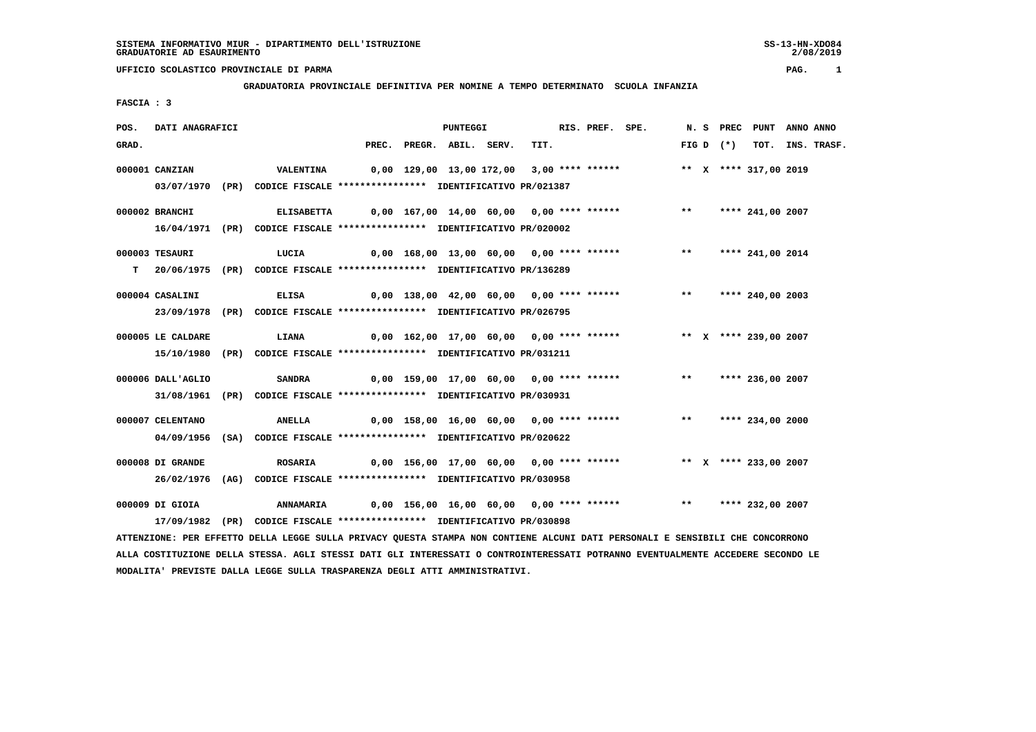SISTEMA INFORMATIVO MIUR - DIPARTIMENTO DELL'ISTRUZIONE
GRADUATORIE AD ESAURIMENTO

UFFICIO SCOLASTICO PROVINCIALE DI PARMA

GRADUATORIA PROVINCIALE DEFINITIVA PER NOMINE A TEMPO DETERMINATO SCUOLA INFANZIA

FASCIA : 3

| POS. GRAD. | DATI ANAGRAFICI | | PREC. | PREGR. | ABIL. | SERV. | TIT. | RIS. | PREF. | SPE. | N. FIG | S D | PREC (*) | PUNT TOT. | ANNO INS. | ANNO TRASF. |
|---|---|---|---|---|---|---|---|---|---|---|---|---|---|---|---|---|
| 000001 | CANZIAN | VALENTINA | 0,00 | 129,00 | 13,00 | 172,00 | 3,00 | **** | ****** | | ** | X | **** | 317,00 | 2019 | |
| | 03/07/1970 (PR) CODICE FISCALE **************** IDENTIFICATIVO PR/021387 | | | | | | | | | | | | | | | |
| 000002 | BRANCHI | ELISABETTA | 0,00 | 167,00 | 14,00 | 60,00 | 0,00 | **** | ****** | | ** | | **** | 241,00 | 2007 | |
| | 16/04/1971 (PR) CODICE FISCALE **************** IDENTIFICATIVO PR/020002 | | | | | | | | | | | | | | | |
| 000003 | TESAURI | LUCIA | 0,00 | 168,00 | 13,00 | 60,00 | 0,00 | **** | ****** | | ** | | **** | 241,00 | 2014 | |
| T | 20/06/1975 (PR) CODICE FISCALE **************** IDENTIFICATIVO PR/136289 | | | | | | | | | | | | | | | |
| 000004 | CASALINI | ELISA | 0,00 | 138,00 | 42,00 | 60,00 | 0,00 | **** | ****** | | ** | | **** | 240,00 | 2003 | |
| | 23/09/1978 (PR) CODICE FISCALE **************** IDENTIFICATIVO PR/026795 | | | | | | | | | | | | | | | |
| 000005 | LE CALDARE | LIANA | 0,00 | 162,00 | 17,00 | 60,00 | 0,00 | **** | ****** | | ** | X | **** | 239,00 | 2007 | |
| | 15/10/1980 (PR) CODICE FISCALE **************** IDENTIFICATIVO PR/031211 | | | | | | | | | | | | | | | |
| 000006 | DALL'AGLIO | SANDRA | 0,00 | 159,00 | 17,00 | 60,00 | 0,00 | **** | ****** | | ** | | **** | 236,00 | 2007 | |
| | 31/08/1961 (PR) CODICE FISCALE **************** IDENTIFICATIVO PR/030931 | | | | | | | | | | | | | | | |
| 000007 | CELENTANO | ANELLA | 0,00 | 158,00 | 16,00 | 60,00 | 0,00 | **** | ****** | | ** | | **** | 234,00 | 2000 | |
| | 04/09/1956 (SA) CODICE FISCALE **************** IDENTIFICATIVO PR/020622 | | | | | | | | | | | | | | | |
| 000008 | DI GRANDE | ROSARIA | 0,00 | 156,00 | 17,00 | 60,00 | 0,00 | **** | ****** | | ** | X | **** | 233,00 | 2007 | |
| | 26/02/1976 (AG) CODICE FISCALE **************** IDENTIFICATIVO PR/030958 | | | | | | | | | | | | | | | |
| 000009 | DI GIOIA | ANNAMARIA | 0,00 | 156,00 | 16,00 | 60,00 | 0,00 | **** | ****** | | ** | | **** | 232,00 | 2007 | |
| | 17/09/1982 (PR) CODICE FISCALE **************** IDENTIFICATIVO PR/030898 | | | | | | | | | | | | | | | |

ATTENZIONE: PER EFFETTO DELLA LEGGE SULLA PRIVACY QUESTA STAMPA NON CONTIENE ALCUNI DATI PERSONALI E SENSIBILI CHE CONCORRONO ALLA COSTITUZIONE DELLA STESSA. AGLI STESSI DATI GLI INTERESSATI O CONTROINTERESSATI POTRANNO EVENTUALMENTE ACCEDERE SECONDO LE MODALITA' PREVISTE DALLA LEGGE SULLA TRASPARENZA DEGLI ATTI AMMINISTRATIVI.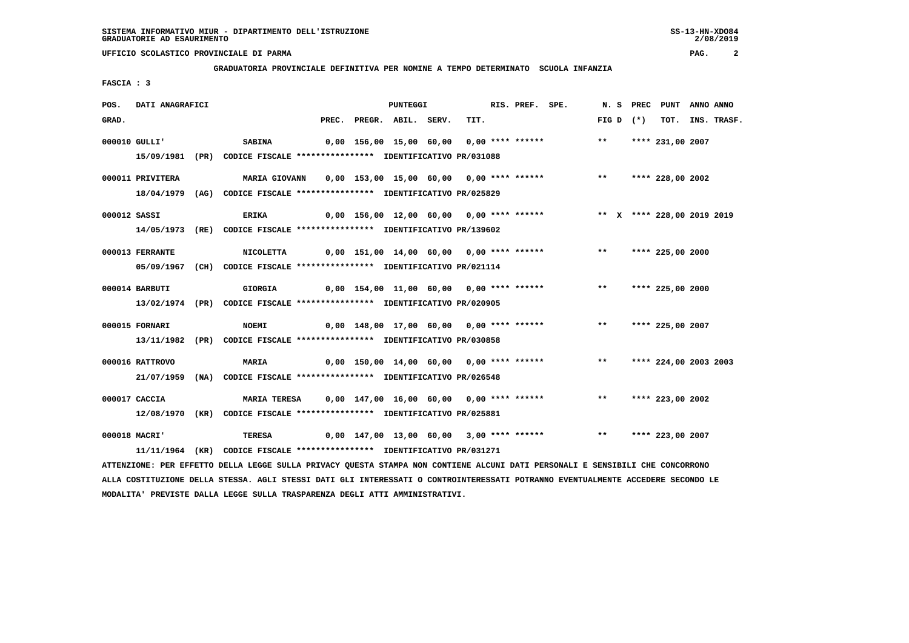SISTEMA INFORMATIVO MIUR - DIPARTIMENTO DELL'ISTRUZIONE
GRADUATORIE AD ESAURIMENTO

UFFICIO SCOLASTICO PROVINCIALE DI PARMA

**GRADUATORIA PROVINCIALE DEFINITIVA PER NOMINE A TEMPO DETERMINATO SCUOLA INFANZIA**

**FASCIA : 3**

| POS. GRAD. | DATI ANAGRAFICI | | PREC. | PREGR. | ABIL. | SERV. | TIT. | RIS. | PREF. | SPE. | N. S FIG D | PREC (*) | PUNT TOT. | ANNO INS. | ANNO TRASF. |
|---|---|---|---|---|---|---|---|---|---|---|---|---|---|---|---|
| 000010 | GULLI' | SABINA | 0,00 | 156,00 | 15,00 | 60,00 | 0,00 | **** | ****** | | ** | | **** 231,00 | 2007 | |
| | 15/09/1981 (PR) CODICE FISCALE **************** IDENTIFICATIVO PR/031088 | | | | | | | | | | | | | | |
| 000011 | PRIVITERA | MARIA GIOVANN | 0,00 | 153,00 | 15,00 | 60,00 | 0,00 | **** | ****** | | ** | | **** 228,00 | 2002 | |
| | 18/04/1979 (AG) CODICE FISCALE **************** IDENTIFICATIVO PR/025829 | | | | | | | | | | | | | | |
| 000012 | SASSI | ERIKA | 0,00 | 156,00 | 12,00 | 60,00 | 0,00 | **** | ****** | | ** | X | **** 228,00 | 2019 | 2019 |
| | 14/05/1973 (RE) CODICE FISCALE **************** IDENTIFICATIVO PR/139602 | | | | | | | | | | | | | | |
| 000013 | FERRANTE | NICOLETTA | 0,00 | 151,00 | 14,00 | 60,00 | 0,00 | **** | ****** | | ** | | **** 225,00 | 2000 | |
| | 05/09/1967 (CH) CODICE FISCALE **************** IDENTIFICATIVO PR/021114 | | | | | | | | | | | | | | |
| 000014 | BARBUTI | GIORGIA | 0,00 | 154,00 | 11,00 | 60,00 | 0,00 | **** | ****** | | ** | | **** 225,00 | 2000 | |
| | 13/02/1974 (PR) CODICE FISCALE **************** IDENTIFICATIVO PR/020905 | | | | | | | | | | | | | | |
| 000015 | FORNARI | NOEMI | 0,00 | 148,00 | 17,00 | 60,00 | 0,00 | **** | ****** | | ** | | **** 225,00 | 2007 | |
| | 13/11/1982 (PR) CODICE FISCALE **************** IDENTIFICATIVO PR/030858 | | | | | | | | | | | | | | |
| 000016 | RATTROVO | MARIA | 0,00 | 150,00 | 14,00 | 60,00 | 0,00 | **** | ****** | | ** | | **** 224,00 | 2003 | 2003 |
| | 21/07/1959 (NA) CODICE FISCALE **************** IDENTIFICATIVO PR/026548 | | | | | | | | | | | | | | |
| 000017 | CACCIA | MARIA TERESA | 0,00 | 147,00 | 16,00 | 60,00 | 0,00 | **** | ****** | | ** | | **** 223,00 | 2002 | |
| | 12/08/1970 (KR) CODICE FISCALE **************** IDENTIFICATIVO PR/025881 | | | | | | | | | | | | | | |
| 000018 | MACRI' | TERESA | 0,00 | 147,00 | 13,00 | 60,00 | 3,00 | **** | ****** | | ** | | **** 223,00 | 2007 | |
| | 11/11/1964 (KR) CODICE FISCALE **************** IDENTIFICATIVO PR/031271 | | | | | | | | | | | | | | |

ATTENZIONE: PER EFFETTO DELLA LEGGE SULLA PRIVACY QUESTA STAMPA NON CONTIENE ALCUNI DATI PERSONALI E SENSIBILI CHE CONCORRONO ALLA COSTITUZIONE DELLA STESSA. AGLI STESSI DATI GLI INTERESSATI O CONTROINTERESSATI POTRANNO EVENTUALMENTE ACCEDERE SECONDO LE MODALITA' PREVISTE DALLA LEGGE SULLA TRASPARENZA DEGLI ATTI AMMINISTRATIVI.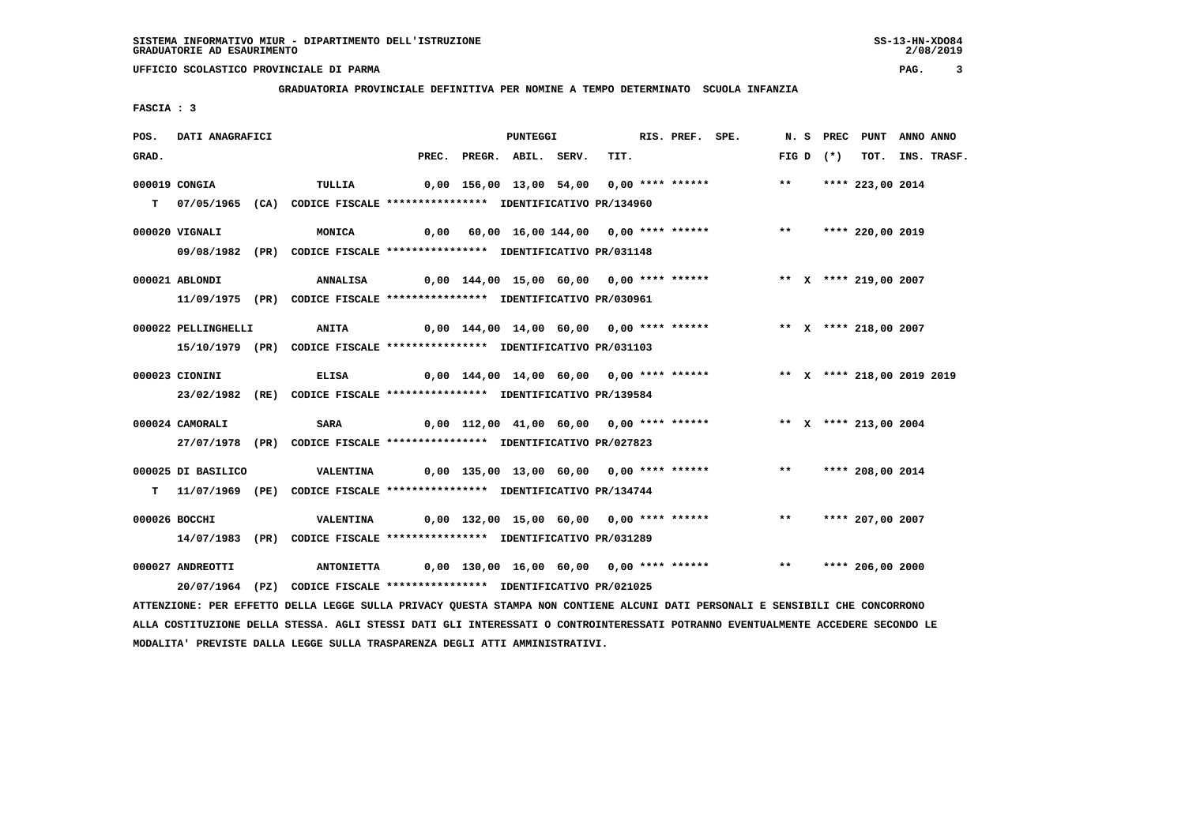SISTEMA INFORMATIVO MIUR - DIPARTIMENTO DELL'ISTRUZIONE
GRADUATORIE AD ESAURIMENTO

UFFICIO SCOLASTICO PROVINCIALE DI PARMA

**GRADUATORIA PROVINCIALE DEFINITIVA PER NOMINE A TEMPO DETERMINATO SCUOLA INFANZIA**

FASCIA : 3

| POS. GRAD. | DATI ANAGRAFICI | | PREC. | PREGR. | ABIL. | SERV. | TIT. | RIS. | PREF. | SPE. | N. S FIG D | PREC (*) | PUNT TOT. | ANNO INS. | ANNO TRASF. |
|---|---|---|---|---|---|---|---|---|---|---|---|---|---|---|---|
| 000019 | CONGIA | TULLIA | 0,00 | 156,00 | 13,00 | 54,00 | 0,00 | **** | ****** | | ** | | **** 223,00 | 2014 | |
| T | 07/05/1965 (CA) CODICE FISCALE **************** IDENTIFICATIVO PR/134960 | | | | | | | | | | | | | | |
| 000020 | VIGNALI | MONICA | 0,00 | 60,00 | 16,00 | 144,00 | 0,00 | **** | ****** | | ** | | **** 220,00 | 2019 | |
| | 09/08/1982 (PR) CODICE FISCALE **************** IDENTIFICATIVO PR/031148 | | | | | | | | | | | | | | |
| 000021 | ABLONDI | ANNALISA | 0,00 | 144,00 | 15,00 | 60,00 | 0,00 | **** | ****** | | ** | X | **** 219,00 | 2007 | |
| | 11/09/1975 (PR) CODICE FISCALE **************** IDENTIFICATIVO PR/030961 | | | | | | | | | | | | | | |
| 000022 | PELLINGHELLI | ANITA | 0,00 | 144,00 | 14,00 | 60,00 | 0,00 | **** | ****** | | ** | X | **** 218,00 | 2007 | |
| | 15/10/1979 (PR) CODICE FISCALE **************** IDENTIFICATIVO PR/031103 | | | | | | | | | | | | | | |
| 000023 | CIONINI | ELISA | 0,00 | 144,00 | 14,00 | 60,00 | 0,00 | **** | ****** | | ** | X | **** 218,00 | 2019 | 2019 |
| | 23/02/1982 (RE) CODICE FISCALE **************** IDENTIFICATIVO PR/139584 | | | | | | | | | | | | | | |
| 000024 | CAMORALI | SARA | 0,00 | 112,00 | 41,00 | 60,00 | 0,00 | **** | ****** | | ** | X | **** 213,00 | 2004 | |
| | 27/07/1978 (PR) CODICE FISCALE **************** IDENTIFICATIVO PR/027823 | | | | | | | | | | | | | | |
| 000025 | DI BASILICO | VALENTINA | 0,00 | 135,00 | 13,00 | 60,00 | 0,00 | **** | ****** | | ** | | **** 208,00 | 2014 | |
| T | 11/07/1969 (PE) CODICE FISCALE **************** IDENTIFICATIVO PR/134744 | | | | | | | | | | | | | | |
| 000026 | BOCCHI | VALENTINA | 0,00 | 132,00 | 15,00 | 60,00 | 0,00 | **** | ****** | | ** | | **** 207,00 | 2007 | |
| | 14/07/1983 (PR) CODICE FISCALE **************** IDENTIFICATIVO PR/031289 | | | | | | | | | | | | | | |
| 000027 | ANDREOTTI | ANTONIETTA | 0,00 | 130,00 | 16,00 | 60,00 | 0,00 | **** | ****** | | ** | | **** 206,00 | 2000 | |
| | 20/07/1964 (PZ) CODICE FISCALE **************** IDENTIFICATIVO PR/021025 | | | | | | | | | | | | | | |

ATTENZIONE: PER EFFETTO DELLA LEGGE SULLA PRIVACY QUESTA STAMPA NON CONTIENE ALCUNI DATI PERSONALI E SENSIBILI CHE CONCORRONO ALLA COSTITUZIONE DELLA STESSA. AGLI STESSI DATI GLI INTERESSATI O CONTROINTERESSATI POTRANNO EVENTUALMENTE ACCEDERE SECONDO LE MODALITA' PREVISTE DALLA LEGGE SULLA TRASPARENZA DEGLI ATTI AMMINISTRATIVI.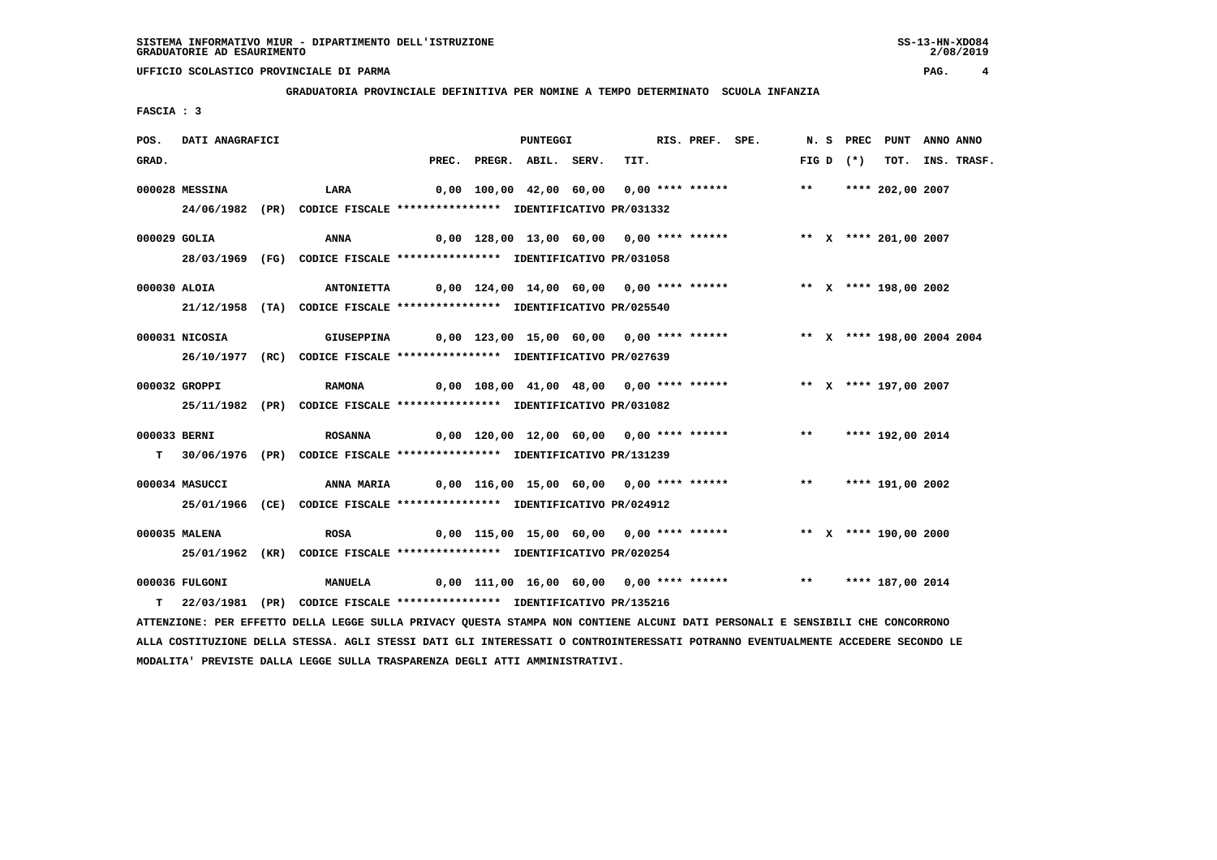SISTEMA INFORMATIVO MIUR - DIPARTIMENTO DELL'ISTRUZIONE
GRADUATORIE AD ESAURIMENTO

UFFICIO SCOLASTICO PROVINCIALE DI PARMA

**GRADUATORIA PROVINCIALE DEFINITIVA PER NOMINE A TEMPO DETERMINATO SCUOLA INFANZIA**

FASCIA : 3

| POS. GRAD. | DATI ANAGRAFICI | | PREC. | PREGR. | ABIL. | SERV. | TIT. | RIS. | PREF. | SPE. | N. S FIG D | PREC (*) | PUNT TOT. | ANNO INS. | ANNO TRASF. |
|---|---|---|---|---|---|---|---|---|---|---|---|---|---|---|---|
| 000028 | MESSINA | LARA | 0,00 | 100,00 | 42,00 | 60,00 | 0,00 | **** | ****** | | ** | **** | 202,00 | 2007 | |
| | 24/06/1982 (PR) CODICE FISCALE **************** IDENTIFICATIVO PR/031332 | | | | | | | | | | | | | | |
| 000029 | GOLIA | ANNA | 0,00 | 128,00 | 13,00 | 60,00 | 0,00 | **** | ****** | | ** X | **** | 201,00 | 2007 | |
| | 28/03/1969 (FG) CODICE FISCALE **************** IDENTIFICATIVO PR/031058 | | | | | | | | | | | | | | |
| 000030 | ALOIA | ANTONIETTA | 0,00 | 124,00 | 14,00 | 60,00 | 0,00 | **** | ****** | | ** X | **** | 198,00 | 2002 | |
| | 21/12/1958 (TA) CODICE FISCALE **************** IDENTIFICATIVO PR/025540 | | | | | | | | | | | | | | |
| 000031 | NICOSIA | GIUSEPPINA | 0,00 | 123,00 | 15,00 | 60,00 | 0,00 | **** | ****** | | ** X | **** | 198,00 | 2004 | 2004 |
| | 26/10/1977 (RC) CODICE FISCALE **************** IDENTIFICATIVO PR/027639 | | | | | | | | | | | | | | |
| 000032 | GROPPI | RAMONA | 0,00 | 108,00 | 41,00 | 48,00 | 0,00 | **** | ****** | | ** X | **** | 197,00 | 2007 | |
| | 25/11/1982 (PR) CODICE FISCALE **************** IDENTIFICATIVO PR/031082 | | | | | | | | | | | | | | |
| 000033 | BERNI | ROSANNA | 0,00 | 120,00 | 12,00 | 60,00 | 0,00 | **** | ****** | | ** | **** | 192,00 | 2014 | |
| T | 30/06/1976 (PR) CODICE FISCALE **************** IDENTIFICATIVO PR/131239 | | | | | | | | | | | | | | |
| 000034 | MASUCCI | ANNA MARIA | 0,00 | 116,00 | 15,00 | 60,00 | 0,00 | **** | ****** | | ** | **** | 191,00 | 2002 | |
| | 25/01/1966 (CE) CODICE FISCALE **************** IDENTIFICATIVO PR/024912 | | | | | | | | | | | | | | |
| 000035 | MALENA | ROSA | 0,00 | 115,00 | 15,00 | 60,00 | 0,00 | **** | ****** | | ** X | **** | 190,00 | 2000 | |
| | 25/01/1962 (KR) CODICE FISCALE **************** IDENTIFICATIVO PR/020254 | | | | | | | | | | | | | | |
| 000036 | FULGONI | MANUELA | 0,00 | 111,00 | 16,00 | 60,00 | 0,00 | **** | ****** | | ** | **** | 187,00 | 2014 | |
| T | 22/03/1981 (PR) CODICE FISCALE **************** IDENTIFICATIVO PR/135216 | | | | | | | | | | | | | | |

ATTENZIONE: PER EFFETTO DELLA LEGGE SULLA PRIVACY QUESTA STAMPA NON CONTIENE ALCUNI DATI PERSONALI E SENSIBILI CHE CONCORRONO ALLA COSTITUZIONE DELLA STESSA. AGLI STESSI DATI GLI INTERESSATI O CONTROINTERESSATI POTRANNO EVENTUALMENTE ACCEDERE SECONDO LE MODALITA' PREVISTE DALLA LEGGE SULLA TRASPARENZA DEGLI ATTI AMMINISTRATIVI.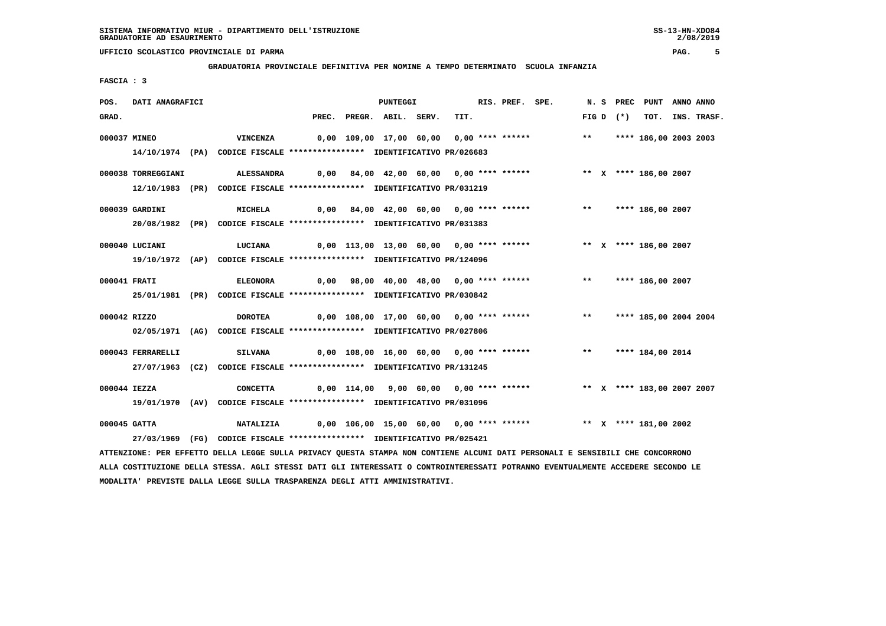SISTEMA INFORMATIVO MIUR - DIPARTIMENTO DELL'ISTRUZIONE
GRADUATORIE AD ESAURIMENTO

UFFICIO SCOLASTICO PROVINCIALE DI PARMA

**GRADUATORIA PROVINCIALE DEFINITIVA PER NOMINE A TEMPO DETERMINATO SCUOLA INFANZIA**

FASCIA : 3

| POS. GRAD. | DATI ANAGRAFICI | | PREC. | PREGR. | ABIL. | SERV. | TIT. | RIS. PREF. SPE. | N. S FIG D | PREC (*) | PUNT TOT. | ANNO INS. | ANNO TRASF. |
|---|---|---|---|---|---|---|---|---|---|---|---|---|---|
| 000037 | MINEO | VINCENZA | 0,00 | 109,00 | 17,00 | 60,00 | 0,00 | **** ****** | ** | **** | 186,00 | 2003 | 2003 |
| | 14/10/1974 (PA) CODICE FISCALE **************** IDENTIFICATIVO PR/026683 | | | | | | | | | | | | |
| 000038 | TORREGGIANI | ALESSANDRA | 0,00 | 84,00 | 42,00 | 60,00 | 0,00 | **** ****** | ** X | **** | 186,00 | 2007 | |
| | 12/10/1983 (PR) CODICE FISCALE **************** IDENTIFICATIVO PR/031219 | | | | | | | | | | | | |
| 000039 | GARDINI | MICHELA | 0,00 | 84,00 | 42,00 | 60,00 | 0,00 | **** ****** | ** | **** | 186,00 | 2007 | |
| | 20/08/1982 (PR) CODICE FISCALE **************** IDENTIFICATIVO PR/031383 | | | | | | | | | | | | |
| 000040 | LUCIANI | LUCIANA | 0,00 | 113,00 | 13,00 | 60,00 | 0,00 | **** ****** | ** X | **** | 186,00 | 2007 | |
| | 19/10/1972 (AP) CODICE FISCALE **************** IDENTIFICATIVO PR/124096 | | | | | | | | | | | | |
| 000041 | FRATI | ELEONORA | 0,00 | 98,00 | 40,00 | 48,00 | 0,00 | **** ****** | ** | **** | 186,00 | 2007 | |
| | 25/01/1981 (PR) CODICE FISCALE **************** IDENTIFICATIVO PR/030842 | | | | | | | | | | | | |
| 000042 | RIZZO | DOROTEA | 0,00 | 108,00 | 17,00 | 60,00 | 0,00 | **** ****** | ** | **** | 185,00 | 2004 | 2004 |
| | 02/05/1971 (AG) CODICE FISCALE **************** IDENTIFICATIVO PR/027806 | | | | | | | | | | | | |
| 000043 | FERRARELLI | SILVANA | 0,00 | 108,00 | 16,00 | 60,00 | 0,00 | **** ****** | ** | **** | 184,00 | 2014 | |
| | 27/07/1963 (CZ) CODICE FISCALE **************** IDENTIFICATIVO PR/131245 | | | | | | | | | | | | |
| 000044 | IEZZA | CONCETTA | 0,00 | 114,00 | 9,00 | 60,00 | 0,00 | **** ****** | ** X | **** | 183,00 | 2007 | 2007 |
| | 19/01/1970 (AV) CODICE FISCALE **************** IDENTIFICATIVO PR/031096 | | | | | | | | | | | | |
| 000045 | GATTA | NATALIZIA | 0,00 | 106,00 | 15,00 | 60,00 | 0,00 | **** ****** | ** X | **** | 181,00 | 2002 | |
| | 27/03/1969 (FG) CODICE FISCALE **************** IDENTIFICATIVO PR/025421 | | | | | | | | | | | | |

ATTENZIONE: PER EFFETTO DELLA LEGGE SULLA PRIVACY QUESTA STAMPA NON CONTIENE ALCUNI DATI PERSONALI E SENSIBILI CHE CONCORRONO ALLA COSTITUZIONE DELLA STESSA. AGLI STESSI DATI GLI INTERESSATI O CONTROINTERESSATI POTRANNO EVENTUALMENTE ACCEDERE SECONDO LE MODALITA' PREVISTE DALLA LEGGE SULLA TRASPARENZA DEGLI ATTI AMMINISTRATIVI.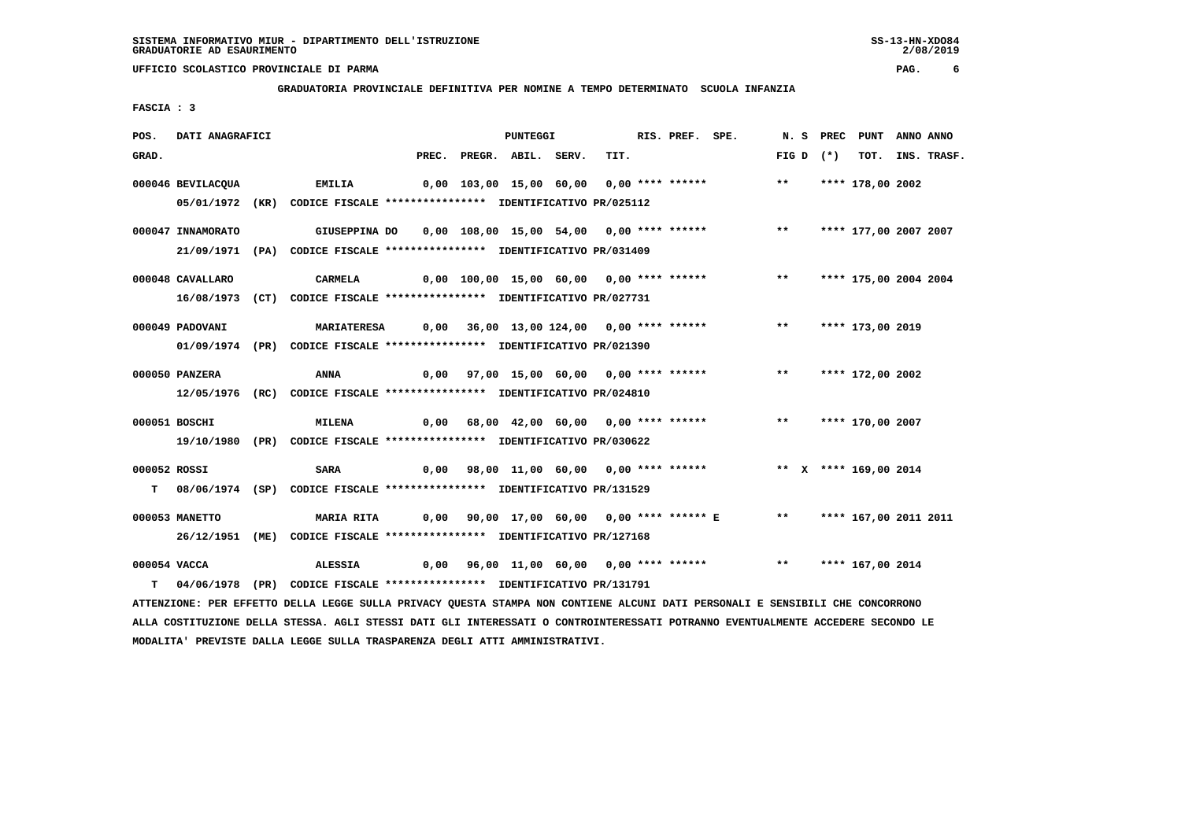SISTEMA INFORMATIVO MIUR - DIPARTIMENTO DELL'ISTRUZIONE
GRADUATORIE AD ESAURIMENTO

UFFICIO SCOLASTICO PROVINCIALE DI PARMA

GRADUATORIA PROVINCIALE DEFINITIVA PER NOMINE A TEMPO DETERMINATO SCUOLA INFANZIA

FASCIA : 3

| POS. GRAD. | DATI ANAGRAFICI | | PREC. | PREGR. | ABIL. | SERV. | TIT. | RIS. | PREF. | SPE. | N. S FIG D | PREC (*) | PUNT TOT. | ANNO INS. | ANNO TRASF. |
|---|---|---|---|---|---|---|---|---|---|---|---|---|---|---|---|
| 000046 | BEVILACQUA | EMILIA | 0,00 | 103,00 | 15,00 | 60,00 | 0,00 | **** | ****** | | ** | | **** 178,00 | 2002 | |
| | 05/01/1972 (KR) | CODICE FISCALE **************** IDENTIFICATIVO PR/025112 | | | | | | | | | | | | | |
| 000047 | INNAMORATO | GIUSEPPINA DO | 0,00 | 108,00 | 15,00 | 54,00 | 0,00 | **** | ****** | | ** | | **** 177,00 | 2007 | 2007 |
| | 21/09/1971 (PA) | CODICE FISCALE **************** IDENTIFICATIVO PR/031409 | | | | | | | | | | | | | |
| 000048 | CAVALLARO | CARMELA | 0,00 | 100,00 | 15,00 | 60,00 | 0,00 | **** | ****** | | ** | | **** 175,00 | 2004 | 2004 |
| | 16/08/1973 (CT) | CODICE FISCALE **************** IDENTIFICATIVO PR/027731 | | | | | | | | | | | | | |
| 000049 | PADOVANI | MARIATERESA | 0,00 | 36,00 | 13,00 | 124,00 | 0,00 | **** | ****** | | ** | | **** 173,00 | 2019 | |
| | 01/09/1974 (PR) | CODICE FISCALE **************** IDENTIFICATIVO PR/021390 | | | | | | | | | | | | | |
| 000050 | PANZERA | ANNA | 0,00 | 97,00 | 15,00 | 60,00 | 0,00 | **** | ****** | | ** | | **** 172,00 | 2002 | |
| | 12/05/1976 (RC) | CODICE FISCALE **************** IDENTIFICATIVO PR/024810 | | | | | | | | | | | | | |
| 000051 | BOSCHI | MILENA | 0,00 | 68,00 | 42,00 | 60,00 | 0,00 | **** | ****** | | ** | | **** 170,00 | 2007 | |
| | 19/10/1980 (PR) | CODICE FISCALE **************** IDENTIFICATIVO PR/030622 | | | | | | | | | | | | | |
| 000052 | ROSSI | SARA | 0,00 | 98,00 | 11,00 | 60,00 | 0,00 | **** | ****** | | ** | X | **** 169,00 | 2014 | |
| T | 08/06/1974 (SP) | CODICE FISCALE **************** IDENTIFICATIVO PR/131529 | | | | | | | | | | | | | |
| 000053 | MANETTO | MARIA RITA | 0,00 | 90,00 | 17,00 | 60,00 | 0,00 | **** | ****** | E | ** | | **** 167,00 | 2011 | 2011 |
| | 26/12/1951 (ME) | CODICE FISCALE **************** IDENTIFICATIVO PR/127168 | | | | | | | | | | | | | |
| 000054 | VACCA | ALESSIA | 0,00 | 96,00 | 11,00 | 60,00 | 0,00 | **** | ****** | | ** | | **** 167,00 | 2014 | |
| T | 04/06/1978 (PR) | CODICE FISCALE **************** IDENTIFICATIVO PR/131791 | | | | | | | | | | | | | |

ATTENZIONE: PER EFFETTO DELLA LEGGE SULLA PRIVACY QUESTA STAMPA NON CONTIENE ALCUNI DATI PERSONALI E SENSIBILI CHE CONCORRONO ALLA COSTITUZIONE DELLA STESSA. AGLI STESSI DATI GLI INTERESSATI O CONTROINTERESSATI POTRANNO EVENTUALMENTE ACCEDERE SECONDO LE MODALITA' PREVISTE DALLA LEGGE SULLA TRASPARENZA DEGLI ATTI AMMINISTRATIVI.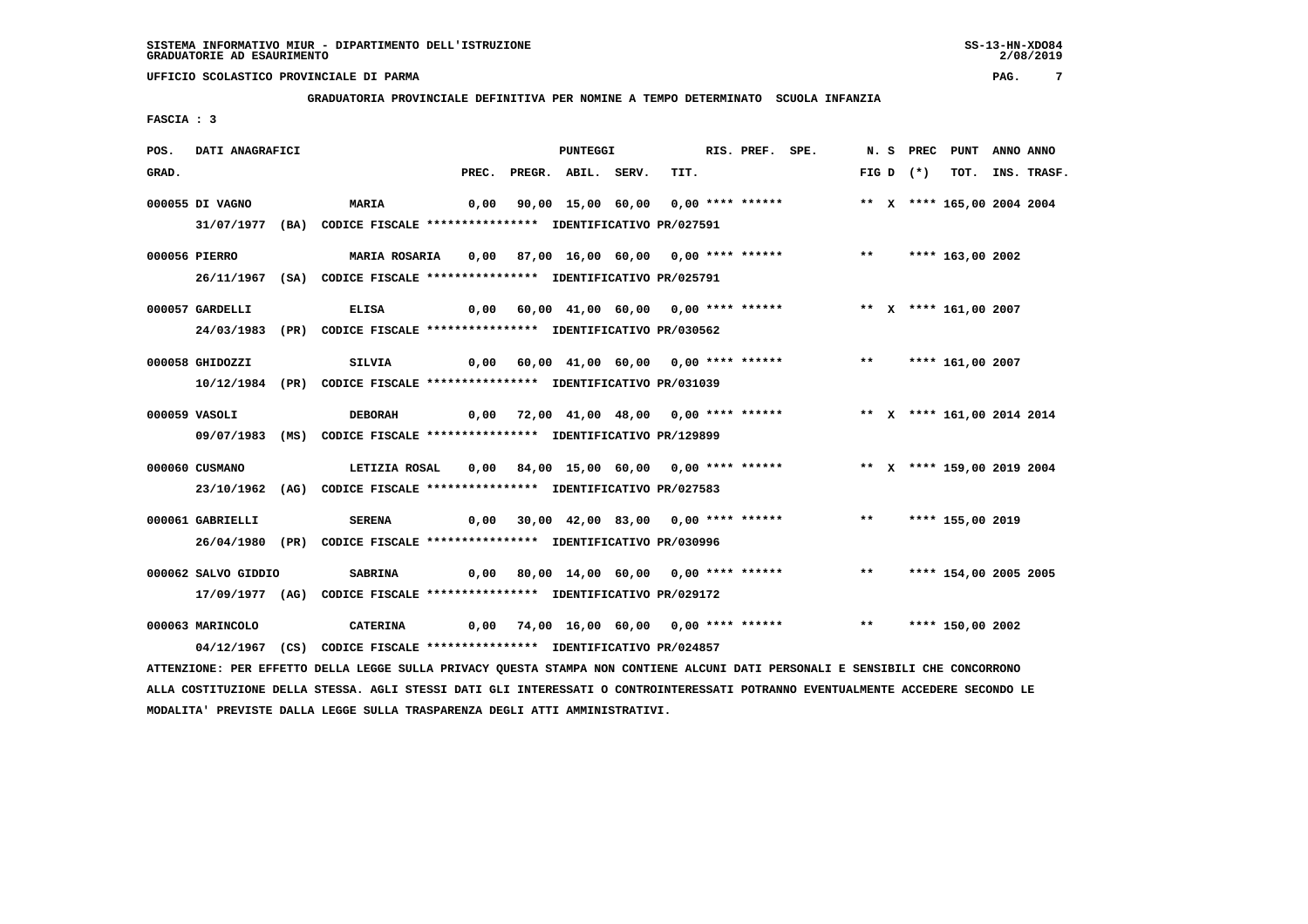SISTEMA INFORMATIVO MIUR - DIPARTIMENTO DELL'ISTRUZIONE
GRADUATORIE AD ESAURIMENTO

UFFICIO SCOLASTICO PROVINCIALE DI PARMA

**GRADUATORIA PROVINCIALE DEFINITIVA PER NOMINE A TEMPO DETERMINATO SCUOLA INFANZIA**

**FASCIA : 3**

| POS. GRAD. | DATI ANAGRAFICI | | PREC. | PREGR. | ABIL. | SERV. | TIT. | RIS. | PREF. | SPE. | N. FIG | S D | PREC (*) | PUNT TOT. | ANNO INS. | ANNO TRASF. |
|---|---|---|---|---|---|---|---|---|---|---|---|---|---|---|---|---|
| 000055 | DI VAGNO | MARIA | 0,00 | 90,00 | 15,00 | 60,00 | 0,00 | **** | ****** | | ** | X | **** | 165,00 | 2004 | 2004 |
| | 31/07/1977 (BA) | CODICE FISCALE **************** IDENTIFICATIVO PR/027591 | | | | | | | | | | | | | | |
| 000056 | PIERRO | MARIA ROSARIA | 0,00 | 87,00 | 16,00 | 60,00 | 0,00 | **** | ****** | | ** | | **** | 163,00 | 2002 | |
| | 26/11/1967 (SA) | CODICE FISCALE **************** IDENTIFICATIVO PR/025791 | | | | | | | | | | | | | | |
| 000057 | GARDELLI | ELISA | 0,00 | 60,00 | 41,00 | 60,00 | 0,00 | **** | ****** | | ** | X | **** | 161,00 | 2007 | |
| | 24/03/1983 (PR) | CODICE FISCALE **************** IDENTIFICATIVO PR/030562 | | | | | | | | | | | | | | |
| 000058 | GHIDOZZI | SILVIA | 0,00 | 60,00 | 41,00 | 60,00 | 0,00 | **** | ****** | | ** | | **** | 161,00 | 2007 | |
| | 10/12/1984 (PR) | CODICE FISCALE **************** IDENTIFICATIVO PR/031039 | | | | | | | | | | | | | | |
| 000059 | VASOLI | DEBORAH | 0,00 | 72,00 | 41,00 | 48,00 | 0,00 | **** | ****** | | ** | X | **** | 161,00 | 2014 | 2014 |
| | 09/07/1983 (MS) | CODICE FISCALE **************** IDENTIFICATIVO PR/129899 | | | | | | | | | | | | | | |
| 000060 | CUSMANO | LETIZIA ROSAL | 0,00 | 84,00 | 15,00 | 60,00 | 0,00 | **** | ****** | | ** | X | **** | 159,00 | 2019 | 2004 |
| | 23/10/1962 (AG) | CODICE FISCALE **************** IDENTIFICATIVO PR/027583 | | | | | | | | | | | | | | |
| 000061 | GABRIELLI | SERENA | 0,00 | 30,00 | 42,00 | 83,00 | 0,00 | **** | ****** | | ** | | **** | 155,00 | 2019 | |
| | 26/04/1980 (PR) | CODICE FISCALE **************** IDENTIFICATIVO PR/030996 | | | | | | | | | | | | | | |
| 000062 | SALVO GIDDIO | SABRINA | 0,00 | 80,00 | 14,00 | 60,00 | 0,00 | **** | ****** | | ** | | **** | 154,00 | 2005 | 2005 |
| | 17/09/1977 (AG) | CODICE FISCALE **************** IDENTIFICATIVO PR/029172 | | | | | | | | | | | | | | |
| 000063 | MARINCOLO | CATERINA | 0,00 | 74,00 | 16,00 | 60,00 | 0,00 | **** | ****** | | ** | | **** | 150,00 | 2002 | |
| | 04/12/1967 (CS) | CODICE FISCALE **************** IDENTIFICATIVO PR/024857 | | | | | | | | | | | | | | |

ATTENZIONE: PER EFFETTO DELLA LEGGE SULLA PRIVACY QUESTA STAMPA NON CONTIENE ALCUNI DATI PERSONALI E SENSIBILI CHE CONCORRONO ALLA COSTITUZIONE DELLA STESSA. AGLI STESSI DATI GLI INTERESSATI O CONTROINTERESSATI POTRANNO EVENTUALMENTE ACCEDERE SECONDO LE MODALITA' PREVISTE DALLA LEGGE SULLA TRASPARENZA DEGLI ATTI AMMINISTRATIVI.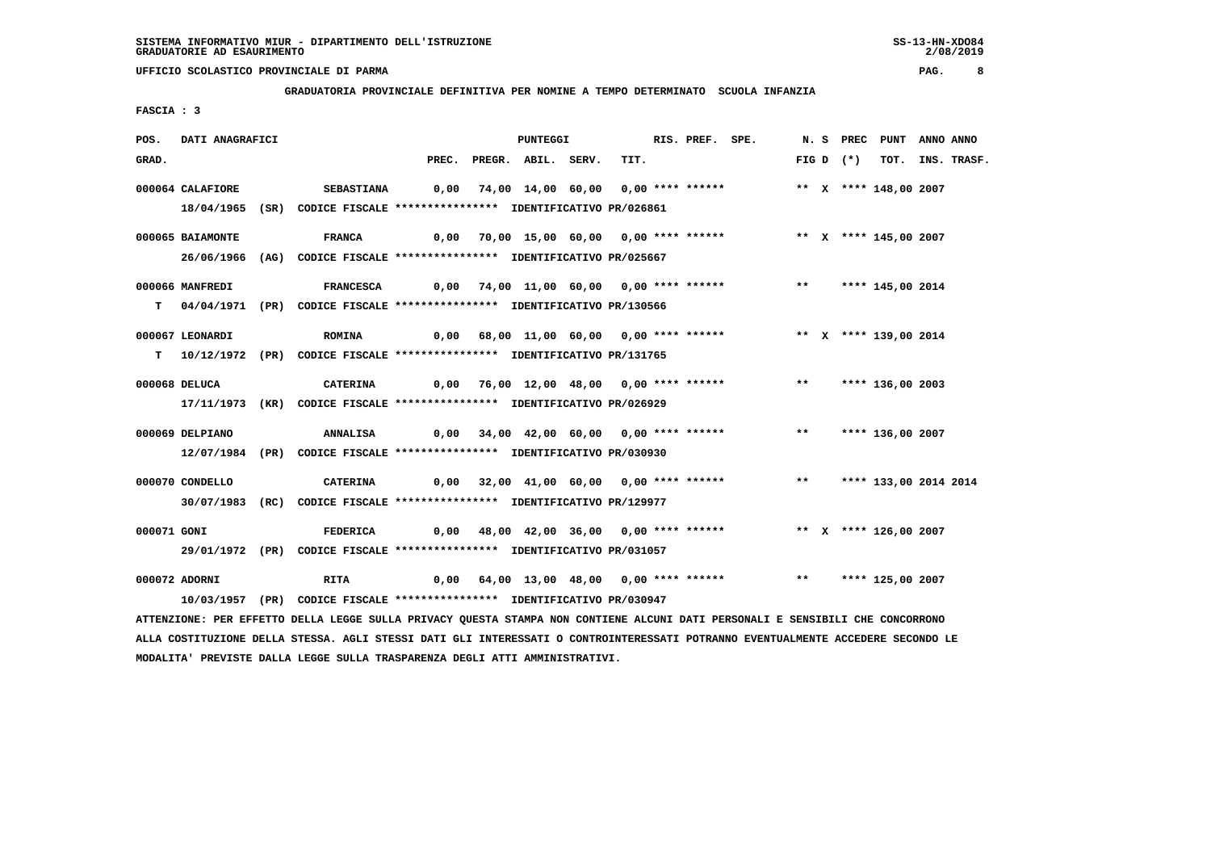SISTEMA INFORMATIVO MIUR - DIPARTIMENTO DELL'ISTRUZIONE
GRADUATORIE AD ESAURIMENTO

UFFICIO SCOLASTICO PROVINCIALE DI PARMA

GRADUATORIA PROVINCIALE DEFINITIVA PER NOMINE A TEMPO DETERMINATO SCUOLA INFANZIA

FASCIA : 3

| POS. GRAD. | DATI ANAGRAFICI | | PREC. | PREGR. | ABIL. | SERV. | TIT. | RIS. | PREF. | SPE. | N. S FIG D | PREC (*) | PUNT TOT. | ANNO INS. | ANNO TRASF. |
|---|---|---|---|---|---|---|---|---|---|---|---|---|---|---|---|
| 000064 | CALAFIORE | SEBASTIANA | 0,00 | 74,00 | 14,00 | 60,00 | 0,00 | **** | ****** | | ** X | **** | 148,00 | 2007 | |
| | 18/04/1965 (SR) CODICE FISCALE **************** IDENTIFICATIVO PR/026861 | | | | | | | | | | | | | | |
| 000065 | BAIAMONTE | FRANCA | 0,00 | 70,00 | 15,00 | 60,00 | 0,00 | **** | ****** | | ** X | **** | 145,00 | 2007 | |
| | 26/06/1966 (AG) CODICE FISCALE **************** IDENTIFICATIVO PR/025667 | | | | | | | | | | | | | | |
| 000066 | MANFREDI | FRANCESCA | 0,00 | 74,00 | 11,00 | 60,00 | 0,00 | **** | ****** | | ** | **** | 145,00 | 2014 | |
| T | 04/04/1971 (PR) CODICE FISCALE **************** IDENTIFICATIVO PR/130566 | | | | | | | | | | | | | | |
| 000067 | LEONARDI | ROMINA | 0,00 | 68,00 | 11,00 | 60,00 | 0,00 | **** | ****** | | ** X | **** | 139,00 | 2014 | |
| T | 10/12/1972 (PR) CODICE FISCALE **************** IDENTIFICATIVO PR/131765 | | | | | | | | | | | | | | |
| 000068 | DELUCA | CATERINA | 0,00 | 76,00 | 12,00 | 48,00 | 0,00 | **** | ****** | | ** | **** | 136,00 | 2003 | |
| | 17/11/1973 (KR) CODICE FISCALE **************** IDENTIFICATIVO PR/026929 | | | | | | | | | | | | | | |
| 000069 | DELPIANO | ANNALISA | 0,00 | 34,00 | 42,00 | 60,00 | 0,00 | **** | ****** | | ** | **** | 136,00 | 2007 | |
| | 12/07/1984 (PR) CODICE FISCALE **************** IDENTIFICATIVO PR/030930 | | | | | | | | | | | | | | |
| 000070 | CONDELLO | CATERINA | 0,00 | 32,00 | 41,00 | 60,00 | 0,00 | **** | ****** | | ** | **** | 133,00 | 2014 | 2014 |
| | 30/07/1983 (RC) CODICE FISCALE **************** IDENTIFICATIVO PR/129977 | | | | | | | | | | | | | | |
| 000071 | GONI | FEDERICA | 0,00 | 48,00 | 42,00 | 36,00 | 0,00 | **** | ****** | | ** X | **** | 126,00 | 2007 | |
| | 29/01/1972 (PR) CODICE FISCALE **************** IDENTIFICATIVO PR/031057 | | | | | | | | | | | | | | |
| 000072 | ADORNI | RITA | 0,00 | 64,00 | 13,00 | 48,00 | 0,00 | **** | ****** | | ** | **** | 125,00 | 2007 | |
| | 10/03/1957 (PR) CODICE FISCALE **************** IDENTIFICATIVO PR/030947 | | | | | | | | | | | | | | |

ATTENZIONE: PER EFFETTO DELLA LEGGE SULLA PRIVACY QUESTA STAMPA NON CONTIENE ALCUNI DATI PERSONALI E SENSIBILI CHE CONCORRONO ALLA COSTITUZIONE DELLA STESSA. AGLI STESSI DATI GLI INTERESSATI O CONTROINTERESSATI POTRANNO EVENTUALMENTE ACCEDERE SECONDO LE MODALITA' PREVISTE DALLA LEGGE SULLA TRASPARENZA DEGLI ATTI AMMINISTRATIVI.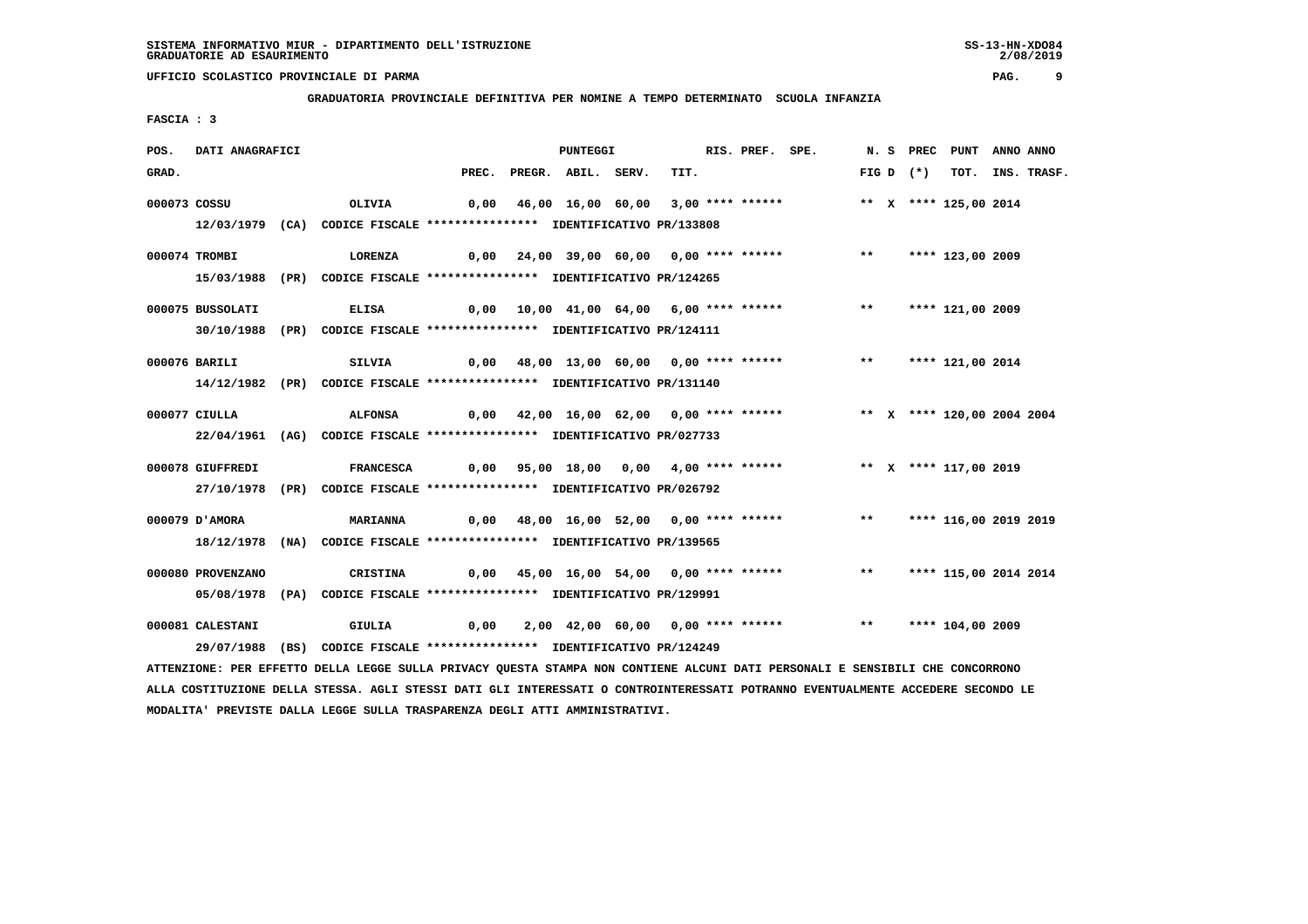SISTEMA INFORMATIVO MIUR - DIPARTIMENTO DELL'ISTRUZIONE
GRADUATORIE AD ESAURIMENTO

UFFICIO SCOLASTICO PROVINCIALE DI PARMA

GRADUATORIA PROVINCIALE DEFINITIVA PER NOMINE A TEMPO DETERMINATO SCUOLA INFANZIA

FASCIA : 3

| POS. GRAD. | DATI ANAGRAFICI | | PREC. | PREGR. | ABIL. | SERV. | TIT. | RIS. | PREF. | SPE. | N. S FIG D | PREC (*) | PUNT TOT. | ANNO INS. | ANNO TRASF. |
|---|---|---|---|---|---|---|---|---|---|---|---|---|---|---|---|
| 000073 | COSSU | OLIVIA | 0,00 | 46,00 | 16,00 | 60,00 | 3,00 | **** | ****** | | ** X | **** | 125,00 | 2014 | |
| | 12/03/1979 (CA) CODICE FISCALE **************** IDENTIFICATIVO PR/133808 | | | | | | | | | | | | | | |
| 000074 | TROMBI | LORENZA | 0,00 | 24,00 | 39,00 | 60,00 | 0,00 | **** | ****** | | ** | **** | 123,00 | 2009 | |
| | 15/03/1988 (PR) CODICE FISCALE **************** IDENTIFICATIVO PR/124265 | | | | | | | | | | | | | | |
| 000075 | BUSSOLATI | ELISA | 0,00 | 10,00 | 41,00 | 64,00 | 6,00 | **** | ****** | | ** | **** | 121,00 | 2009 | |
| | 30/10/1988 (PR) CODICE FISCALE **************** IDENTIFICATIVO PR/124111 | | | | | | | | | | | | | | |
| 000076 | BARILI | SILVIA | 0,00 | 48,00 | 13,00 | 60,00 | 0,00 | **** | ****** | | ** | **** | 121,00 | 2014 | |
| | 14/12/1982 (PR) CODICE FISCALE **************** IDENTIFICATIVO PR/131140 | | | | | | | | | | | | | | |
| 000077 | CIULLA | ALFONSA | 0,00 | 42,00 | 16,00 | 62,00 | 0,00 | **** | ****** | | ** X | **** | 120,00 | 2004 | 2004 |
| | 22/04/1961 (AG) CODICE FISCALE **************** IDENTIFICATIVO PR/027733 | | | | | | | | | | | | | | |
| 000078 | GIUFFREDI | FRANCESCA | 0,00 | 95,00 | 18,00 | 0,00 | 4,00 | **** | ****** | | ** X | **** | 117,00 | 2019 | |
| | 27/10/1978 (PR) CODICE FISCALE **************** IDENTIFICATIVO PR/026792 | | | | | | | | | | | | | | |
| 000079 | D'AMORA | MARIANNA | 0,00 | 48,00 | 16,00 | 52,00 | 0,00 | **** | ****** | | ** | **** | 116,00 | 2019 | 2019 |
| | 18/12/1978 (NA) CODICE FISCALE **************** IDENTIFICATIVO PR/139565 | | | | | | | | | | | | | | |
| 000080 | PROVENZANO | CRISTINA | 0,00 | 45,00 | 16,00 | 54,00 | 0,00 | **** | ****** | | ** | **** | 115,00 | 2014 | 2014 |
| | 05/08/1978 (PA) CODICE FISCALE **************** IDENTIFICATIVO PR/129991 | | | | | | | | | | | | | | |
| 000081 | CALESTANI | GIULIA | 0,00 | 2,00 | 42,00 | 60,00 | 0,00 | **** | ****** | | ** | **** | 104,00 | 2009 | |
| | 29/07/1988 (BS) CODICE FISCALE **************** IDENTIFICATIVO PR/124249 | | | | | | | | | | | | | | |

ATTENZIONE: PER EFFETTO DELLA LEGGE SULLA PRIVACY QUESTA STAMPA NON CONTIENE ALCUNI DATI PERSONALI E SENSIBILI CHE CONCORRONO ALLA COSTITUZIONE DELLA STESSA. AGLI STESSI DATI GLI INTERESSATI O CONTROINTERESSATI POTRANNO EVENTUALMENTE ACCEDERE SECONDO LE MODALITA' PREVISTE DALLA LEGGE SULLA TRASPARENZA DEGLI ATTI AMMINISTRATIVI.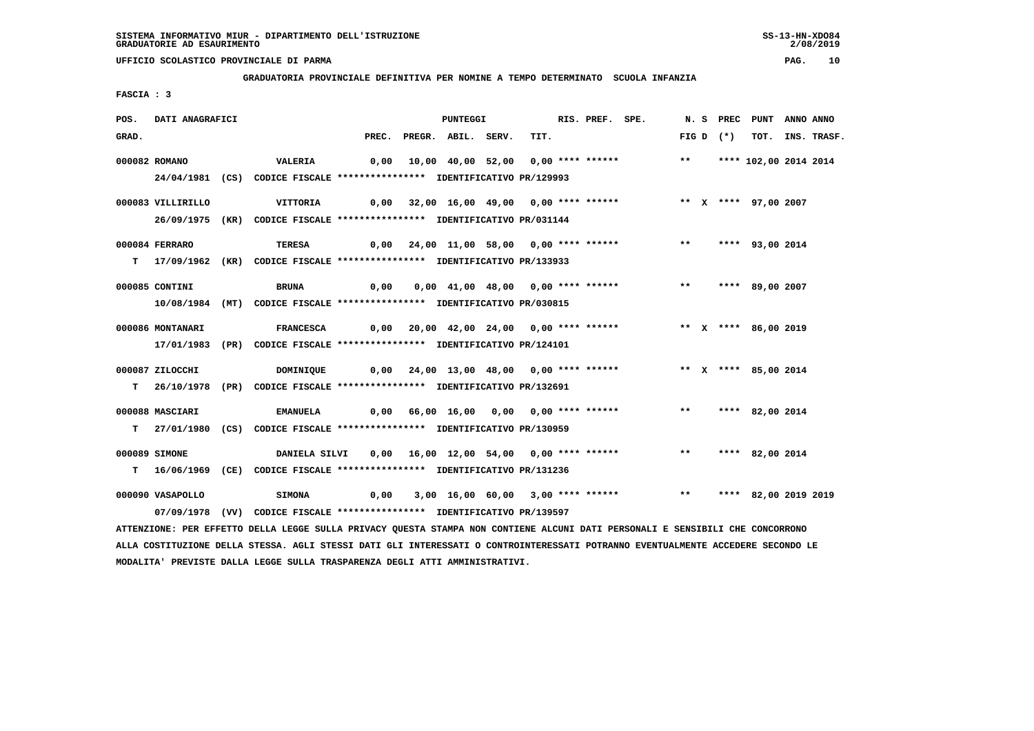SISTEMA INFORMATIVO MIUR - DIPARTIMENTO DELL'ISTRUZIONE
GRADUATORIE AD ESAURIMENTO

UFFICIO SCOLASTICO PROVINCIALE DI PARMA

**GRADUATORIA PROVINCIALE DEFINITIVA PER NOMINE A TEMPO DETERMINATO SCUOLA INFANZIA**

**FASCIA : 3**

| POS. GRAD. | DATI ANAGRAFICI | | PREC. | PREGR. | ABIL. | SERV. | TIT. | RIS. | PREF. | SPE. | N. S FIG D | PREC (*) | PUNT TOT. | ANNO INS. | ANNO TRASF. |
|---|---|---|---|---|---|---|---|---|---|---|---|---|---|---|---|
| 000082 | ROMANO | VALERIA | 0,00 | 10,00 | 40,00 | 52,00 | 0,00 | **** | ****** | | ** | **** | 102,00 | 2014 | 2014 |
| | 24/04/1981 (CS) CODICE FISCALE **************** IDENTIFICATIVO PR/129993 | | | | | | | | | | | | | | |
| 000083 | VILLIRILLO | VITTORIA | 0,00 | 32,00 | 16,00 | 49,00 | 0,00 | **** | ****** | | ** X | **** | 97,00 | 2007 | |
| | 26/09/1975 (KR) CODICE FISCALE **************** IDENTIFICATIVO PR/031144 | | | | | | | | | | | | | | |
| 000084 | FERRARO | TERESA | 0,00 | 24,00 | 11,00 | 58,00 | 0,00 | **** | ****** | | ** | **** | 93,00 | 2014 | |
| T | 17/09/1962 (KR) CODICE FISCALE **************** IDENTIFICATIVO PR/133933 | | | | | | | | | | | | | | |
| 000085 | CONTINI | BRUNA | 0,00 | 0,00 | 41,00 | 48,00 | 0,00 | **** | ****** | | ** | **** | 89,00 | 2007 | |
| | 10/08/1984 (MT) CODICE FISCALE **************** IDENTIFICATIVO PR/030815 | | | | | | | | | | | | | | |
| 000086 | MONTANARI | FRANCESCA | 0,00 | 20,00 | 42,00 | 24,00 | 0,00 | **** | ****** | | ** X | **** | 86,00 | 2019 | |
| | 17/01/1983 (PR) CODICE FISCALE **************** IDENTIFICATIVO PR/124101 | | | | | | | | | | | | | | |
| 000087 | ZILOCCHI | DOMINIQUE | 0,00 | 24,00 | 13,00 | 48,00 | 0,00 | **** | ****** | | ** X | **** | 85,00 | 2014 | |
| T | 26/10/1978 (PR) CODICE FISCALE **************** IDENTIFICATIVO PR/132691 | | | | | | | | | | | | | | |
| 000088 | MASCIARI | EMANUELA | 0,00 | 66,00 | 16,00 | 0,00 | 0,00 | **** | ****** | | ** | **** | 82,00 | 2014 | |
| T | 27/01/1980 (CS) CODICE FISCALE **************** IDENTIFICATIVO PR/130959 | | | | | | | | | | | | | | |
| 000089 | SIMONE | DANIELA SILVI | 0,00 | 16,00 | 12,00 | 54,00 | 0,00 | **** | ****** | | ** | **** | 82,00 | 2014 | |
| T | 16/06/1969 (CE) CODICE FISCALE **************** IDENTIFICATIVO PR/131236 | | | | | | | | | | | | | | |
| 000090 | VASAPOLLO | SIMONA | 0,00 | 3,00 | 16,00 | 60,00 | 3,00 | **** | ****** | | ** | **** | 82,00 | 2019 | 2019 |
| | 07/09/1978 (VV) CODICE FISCALE **************** IDENTIFICATIVO PR/139597 | | | | | | | | | | | | | | |

ATTENZIONE: PER EFFETTO DELLA LEGGE SULLA PRIVACY QUESTA STAMPA NON CONTIENE ALCUNI DATI PERSONALI E SENSIBILI CHE CONCORRONO ALLA COSTITUZIONE DELLA STESSA. AGLI STESSI DATI GLI INTERESSATI O CONTROINTERESSATI POTRANNO EVENTUALMENTE ACCEDERE SECONDO LE MODALITA' PREVISTE DALLA LEGGE SULLA TRASPARENZA DEGLI ATTI AMMINISTRATIVI.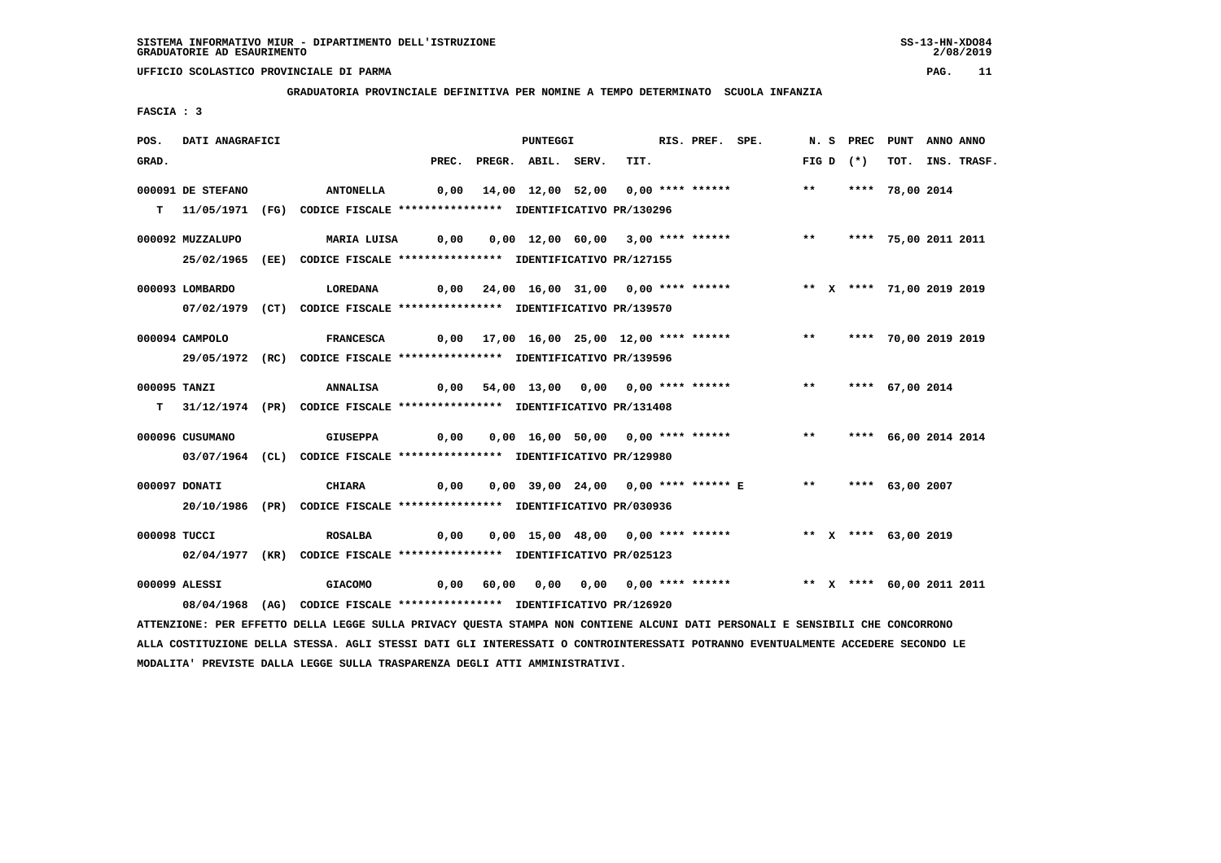SISTEMA INFORMATIVO MIUR - DIPARTIMENTO DELL'ISTRUZIONE
GRADUATORIE AD ESAURIMENTO

UFFICIO SCOLASTICO PROVINCIALE DI PARMA

GRADUATORIA PROVINCIALE DEFINITIVA PER NOMINE A TEMPO DETERMINATO SCUOLA INFANZIA

FASCIA : 3

| POS. GRAD. | DATI ANAGRAFICI | | PREC. | PREGR. | ABIL. | SERV. | TIT. | RIS. | PREF. | SPE. | N. | S | PREC (*) | PUNT TOT. | ANNO INS. | ANNO TRASF. |
|---|---|---|---|---|---|---|---|---|---|---|---|---|---|---|---|---|
| 000091 | DE STEFANO | ANTONELLA | 0,00 | 14,00 | 12,00 | 52,00 | 0,00 | **** | ****** | | ** | | **** | 78,00 | 2014 | |
| T | 11/05/1971 (FG) CODICE FISCALE **************** IDENTIFICATIVO PR/130296 | | | | | | | | | | | | | | | |
| 000092 | MUZZALUPO | MARIA LUISA | 0,00 | 0,00 | 12,00 | 60,00 | 3,00 | **** | ****** | | ** | | **** | 75,00 | 2011 | 2011 |
| | 25/02/1965 (EE) CODICE FISCALE **************** IDENTIFICATIVO PR/127155 | | | | | | | | | | | | | | | |
| 000093 | LOMBARDO | LOREDANA | 0,00 | 24,00 | 16,00 | 31,00 | 0,00 | **** | ****** | | ** | X | **** | 71,00 | 2019 | 2019 |
| | 07/02/1979 (CT) CODICE FISCALE **************** IDENTIFICATIVO PR/139570 | | | | | | | | | | | | | | | |
| 000094 | CAMPOLO | FRANCESCA | 0,00 | 17,00 | 16,00 | 25,00 | 12,00 | **** | ****** | | ** | | **** | 70,00 | 2019 | 2019 |
| | 29/05/1972 (RC) CODICE FISCALE **************** IDENTIFICATIVO PR/139596 | | | | | | | | | | | | | | | |
| 000095 | TANZI | ANNALISA | 0,00 | 54,00 | 13,00 | 0,00 | 0,00 | **** | ****** | | ** | | **** | 67,00 | 2014 | |
| T | 31/12/1974 (PR) CODICE FISCALE **************** IDENTIFICATIVO PR/131408 | | | | | | | | | | | | | | | |
| 000096 | CUSUMANO | GIUSEPPA | 0,00 | 0,00 | 16,00 | 50,00 | 0,00 | **** | ****** | | ** | | **** | 66,00 | 2014 | 2014 |
| | 03/07/1964 (CL) CODICE FISCALE **************** IDENTIFICATIVO PR/129980 | | | | | | | | | | | | | | | |
| 000097 | DONATI | CHIARA | 0,00 | 0,00 | 39,00 | 24,00 | 0,00 | **** | ****** | E | ** | | **** | 63,00 | 2007 | |
| | 20/10/1986 (PR) CODICE FISCALE **************** IDENTIFICATIVO PR/030936 | | | | | | | | | | | | | | | |
| 000098 | TUCCI | ROSALBA | 0,00 | 0,00 | 15,00 | 48,00 | 0,00 | **** | ****** | | ** | X | **** | 63,00 | 2019 | |
| | 02/04/1977 (KR) CODICE FISCALE **************** IDENTIFICATIVO PR/025123 | | | | | | | | | | | | | | | |
| 000099 | ALESSI | GIACOMO | 0,00 | 60,00 | 0,00 | 0,00 | 0,00 | **** | ****** | | ** | X | **** | 60,00 | 2011 | 2011 |
| | 08/04/1968 (AG) CODICE FISCALE **************** IDENTIFICATIVO PR/126920 | | | | | | | | | | | | | | | |

ATTENZIONE: PER EFFETTO DELLA LEGGE SULLA PRIVACY QUESTA STAMPA NON CONTIENE ALCUNI DATI PERSONALI E SENSIBILI CHE CONCORRONO ALLA COSTITUZIONE DELLA STESSA. AGLI STESSI DATI GLI INTERESSATI O CONTROINTERESSATI POTRANNO EVENTUALMENTE ACCEDERE SECONDO LE MODALITA' PREVISTE DALLA LEGGE SULLA TRASPARENZA DEGLI ATTI AMMINISTRATIVI.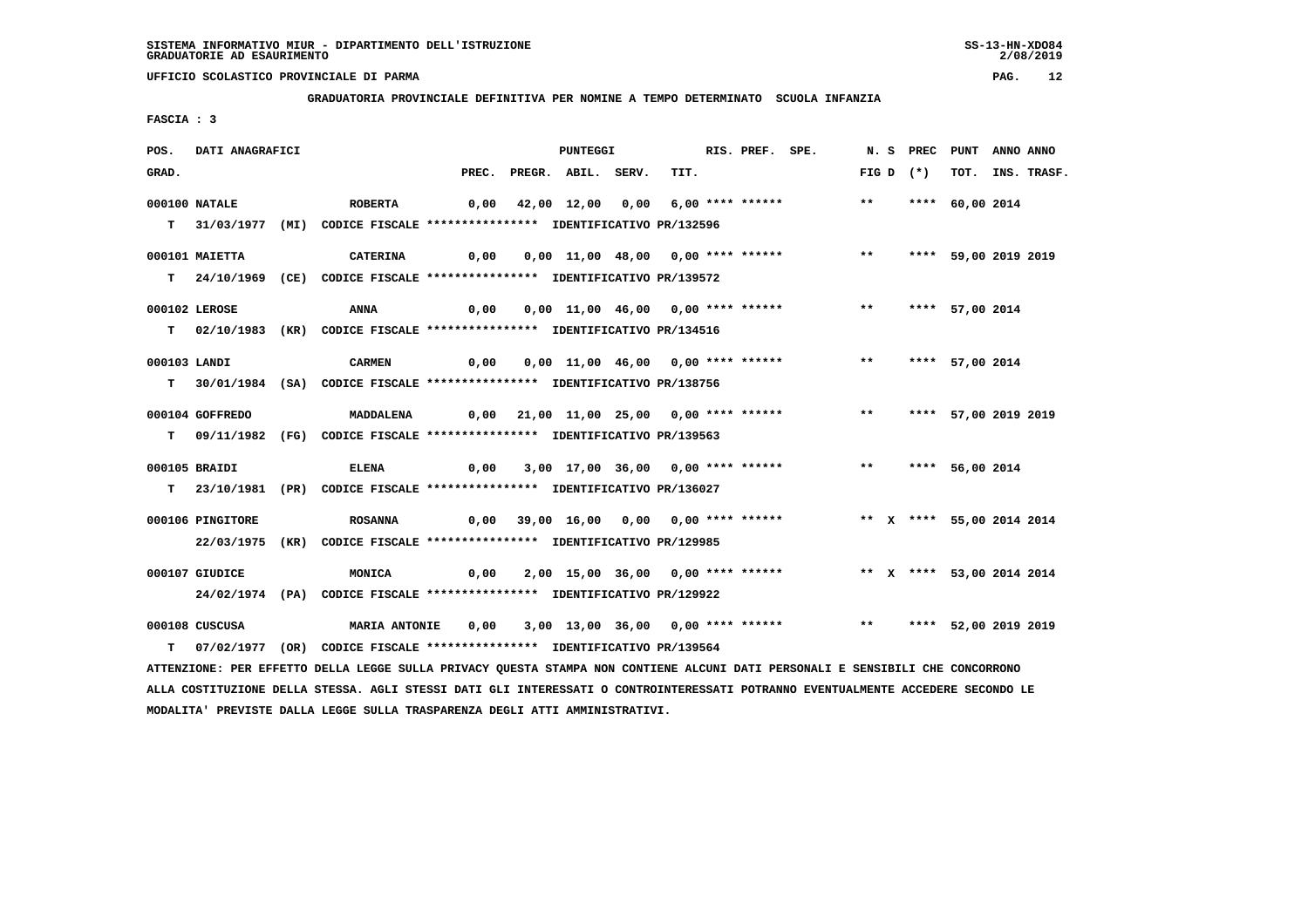SISTEMA INFORMATIVO MIUR - DIPARTIMENTO DELL'ISTRUZIONE
GRADUATORIE AD ESAURIMENTO

UFFICIO SCOLASTICO PROVINCIALE DI PARMA

GRADUATORIA PROVINCIALE DEFINITIVA PER NOMINE A TEMPO DETERMINATO SCUOLA INFANZIA

FASCIA : 3

| POS. GRAD. | DATI ANAGRAFICI | | PREC. | PREGR. | ABIL. | SERV. | TIT. | RIS. | PREF. | SPE. | N. S FIG D | PREC (*) | PUNT TOT. | ANNO INS. | ANNO TRASF. |
|---|---|---|---|---|---|---|---|---|---|---|---|---|---|---|---|
| 000100 | NATALE | ROBERTA | 0,00 | 42,00 | 12,00 | 0,00 | 6,00 | **** | ****** | | ** | **** | 60,00 | 2014 | |
| T | 31/03/1977 (MI) | CODICE FISCALE **************** IDENTIFICATIVO PR/132596 | | | | | | | | | | | | | |
| 000101 | MAIETTA | CATERINA | 0,00 | 0,00 | 11,00 | 48,00 | 0,00 | **** | ****** | | ** | **** | 59,00 | 2019 | 2019 |
| T | 24/10/1969 (CE) | CODICE FISCALE **************** IDENTIFICATIVO PR/139572 | | | | | | | | | | | | | |
| 000102 | LEROSE | ANNA | 0,00 | 0,00 | 11,00 | 46,00 | 0,00 | **** | ****** | | ** | **** | 57,00 | 2014 | |
| T | 02/10/1983 (KR) | CODICE FISCALE **************** IDENTIFICATIVO PR/134516 | | | | | | | | | | | | | |
| 000103 | LANDI | CARMEN | 0,00 | 0,00 | 11,00 | 46,00 | 0,00 | **** | ****** | | ** | **** | 57,00 | 2014 | |
| T | 30/01/1984 (SA) | CODICE FISCALE **************** IDENTIFICATIVO PR/138756 | | | | | | | | | | | | | |
| 000104 | GOFFREDO | MADDALENA | 0,00 | 21,00 | 11,00 | 25,00 | 0,00 | **** | ****** | | ** | **** | 57,00 | 2019 | 2019 |
| T | 09/11/1982 (FG) | CODICE FISCALE **************** IDENTIFICATIVO PR/139563 | | | | | | | | | | | | | |
| 000105 | BRAIDI | ELENA | 0,00 | 3,00 | 17,00 | 36,00 | 0,00 | **** | ****** | | ** | **** | 56,00 | 2014 | |
| T | 23/10/1981 (PR) | CODICE FISCALE **************** IDENTIFICATIVO PR/136027 | | | | | | | | | | | | | |
| 000106 | PINGITORE | ROSANNA | 0,00 | 39,00 | 16,00 | 0,00 | 0,00 | **** | ****** | | ** X | **** | 55,00 | 2014 | 2014 |
| | 22/03/1975 (KR) | CODICE FISCALE **************** IDENTIFICATIVO PR/129985 | | | | | | | | | | | | | |
| 000107 | GIUDICE | MONICA | 0,00 | 2,00 | 15,00 | 36,00 | 0,00 | **** | ****** | | ** X | **** | 53,00 | 2014 | 2014 |
| | 24/02/1974 (PA) | CODICE FISCALE **************** IDENTIFICATIVO PR/129922 | | | | | | | | | | | | | |
| 000108 | CUSCUSA | MARIA ANTONIE | 0,00 | 3,00 | 13,00 | 36,00 | 0,00 | **** | ****** | | ** | **** | 52,00 | 2019 | 2019 |
| T | 07/02/1977 (OR) | CODICE FISCALE **************** IDENTIFICATIVO PR/139564 | | | | | | | | | | | | | |

ATTENZIONE: PER EFFETTO DELLA LEGGE SULLA PRIVACY QUESTA STAMPA NON CONTIENE ALCUNI DATI PERSONALI E SENSIBILI CHE CONCORRONO ALLA COSTITUZIONE DELLA STESSA. AGLI STESSI DATI GLI INTERESSATI O CONTROINTERESSATI POTRANNO EVENTUALMENTE ACCEDERE SECONDO LE MODALITA' PREVISTE DALLA LEGGE SULLA TRASPARENZA DEGLI ATTI AMMINISTRATIVI.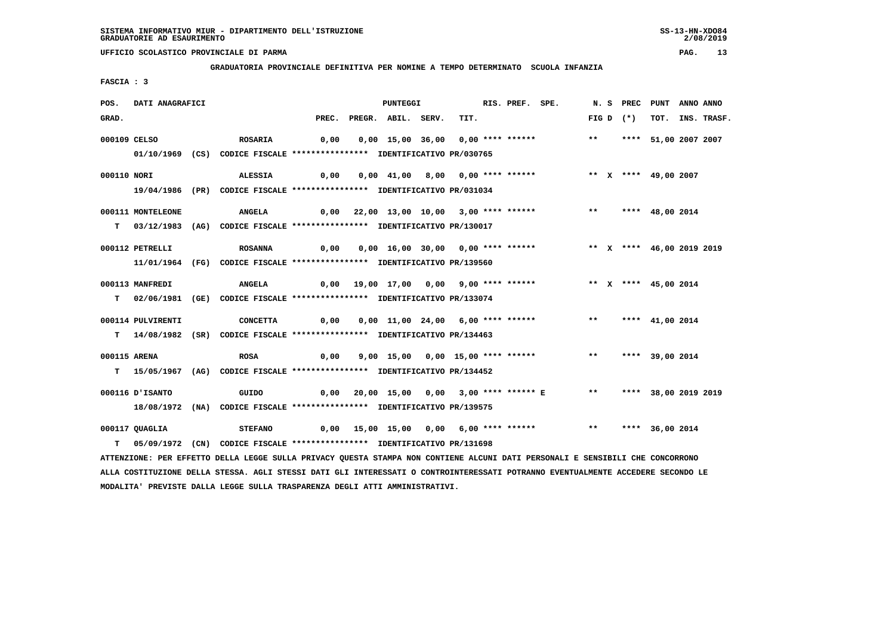SISTEMA INFORMATIVO MIUR - DIPARTIMENTO DELL'ISTRUZIONE
GRADUATORIE AD ESAURIMENTO

UFFICIO SCOLASTICO PROVINCIALE DI PARMA

**GRADUATORIA PROVINCIALE DEFINITIVA PER NOMINE A TEMPO DETERMINATO SCUOLA INFANZIA**

FASCIA : 3

| POS. GRAD. | DATI ANAGRAFICI | | PREC. | PREGR. | ABIL. | SERV. | TIT. | RIS. PREF. | SPE. | N. FIG | S D | PREC (*) | PUNT TOT. | ANNO INS. | ANNO TRASF. |
|---|---|---|---|---|---|---|---|---|---|---|---|---|---|---|---|
| 000109 | CELSO | ROSARIA | 0,00 | 0,00 | 15,00 | 36,00 | 0,00 | **** ****** | | ** | | **** | 51,00 | 2007 | 2007 |
| | 01/10/1969 (CS) CODICE FISCALE **************** IDENTIFICATIVO PR/030765 | | | | | | | | | | | | | | |
| 000110 | NORI | ALESSIA | 0,00 | 0,00 | 41,00 | 8,00 | 0,00 | **** ****** | | ** | X | **** | 49,00 | 2007 | |
| | 19/04/1986 (PR) CODICE FISCALE **************** IDENTIFICATIVO PR/031034 | | | | | | | | | | | | | | |
| 000111 | MONTELEONE | ANGELA | 0,00 | 22,00 | 13,00 | 10,00 | 3,00 | **** ****** | | ** | | **** | 48,00 | 2014 | |
| T | 03/12/1983 (AG) CODICE FISCALE **************** IDENTIFICATIVO PR/130017 | | | | | | | | | | | | | | |
| 000112 | PETRELLI | ROSANNA | 0,00 | 0,00 | 16,00 | 30,00 | 0,00 | **** ****** | | ** | X | **** | 46,00 | 2019 | 2019 |
| | 11/01/1964 (FG) CODICE FISCALE **************** IDENTIFICATIVO PR/139560 | | | | | | | | | | | | | | |
| 000113 | MANFREDI | ANGELA | 0,00 | 19,00 | 17,00 | 0,00 | 9,00 | **** ****** | | ** | X | **** | 45,00 | 2014 | |
| T | 02/06/1981 (GE) CODICE FISCALE **************** IDENTIFICATIVO PR/133074 | | | | | | | | | | | | | | |
| 000114 | PULVIRENTI | CONCETTA | 0,00 | 0,00 | 11,00 | 24,00 | 6,00 | **** ****** | | ** | | **** | 41,00 | 2014 | |
| T | 14/08/1982 (SR) CODICE FISCALE **************** IDENTIFICATIVO PR/134463 | | | | | | | | | | | | | | |
| 000115 | ARENA | ROSA | 0,00 | 9,00 | 15,00 | 0,00 | 15,00 | **** ****** | | ** | | **** | 39,00 | 2014 | |
| T | 15/05/1967 (AG) CODICE FISCALE **************** IDENTIFICATIVO PR/134452 | | | | | | | | | | | | | | |
| 000116 | D'ISANTO | GUIDO | 0,00 | 20,00 | 15,00 | 0,00 | 3,00 | **** ****** | E | ** | | **** | 38,00 | 2019 | 2019 |
| | 18/08/1972 (NA) CODICE FISCALE **************** IDENTIFICATIVO PR/139575 | | | | | | | | | | | | | | |
| 000117 | QUAGLIA | STEFANO | 0,00 | 15,00 | 15,00 | 0,00 | 6,00 | **** ****** | | ** | | **** | 36,00 | 2014 | |
| T | 05/09/1972 (CN) CODICE FISCALE **************** IDENTIFICATIVO PR/131698 | | | | | | | | | | | | | | |

ATTENZIONE: PER EFFETTO DELLA LEGGE SULLA PRIVACY QUESTA STAMPA NON CONTIENE ALCUNI DATI PERSONALI E SENSIBILI CHE CONCORRONO ALLA COSTITUZIONE DELLA STESSA. AGLI STESSI DATI GLI INTERESSATI O CONTROINTERESSATI POTRANNO EVENTUALMENTE ACCEDERE SECONDO LE MODALITA' PREVISTE DALLA LEGGE SULLA TRASPARENZA DEGLI ATTI AMMINISTRATIVI.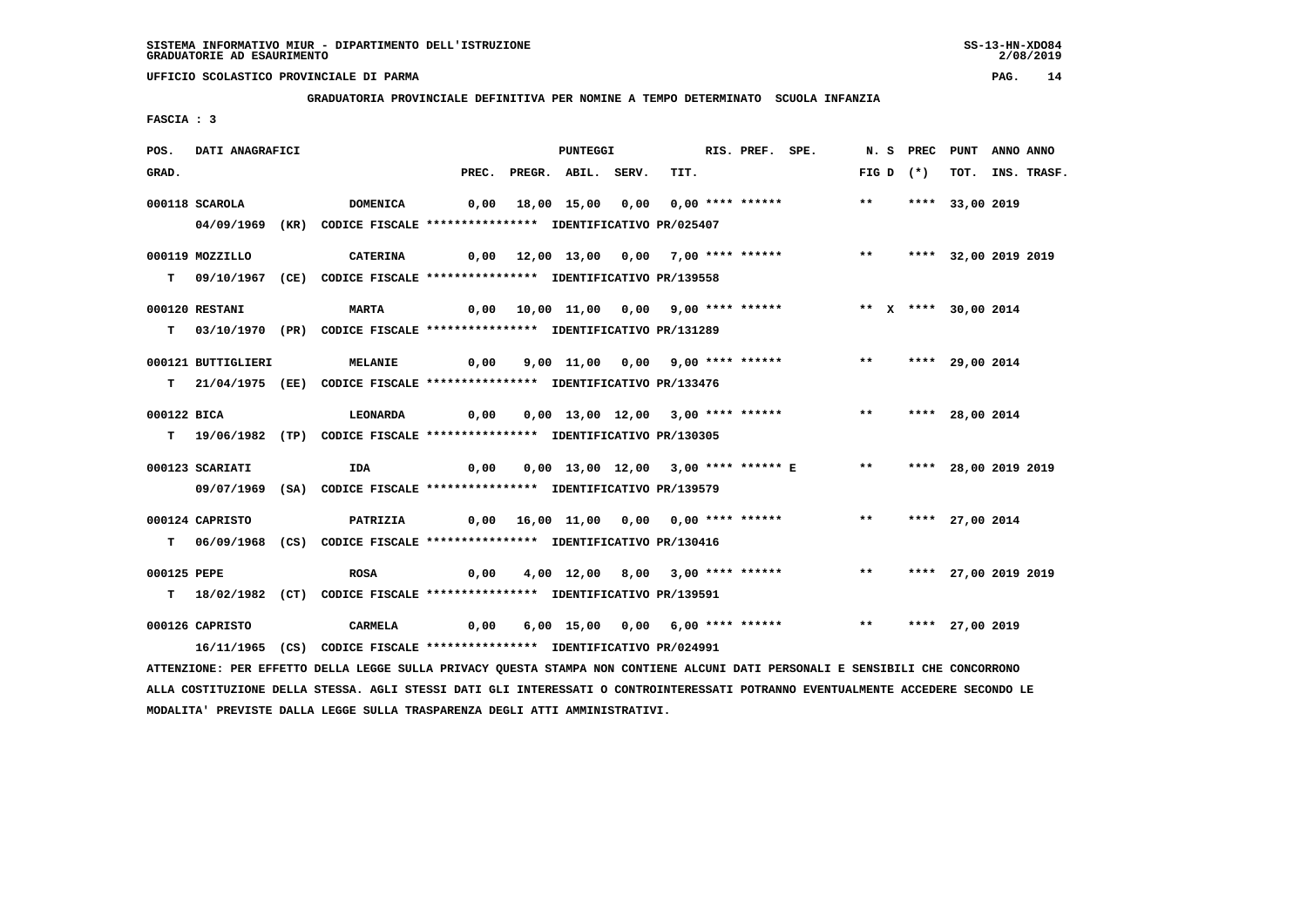UFFICIO SCOLASTICO PROVINCIALE DI PARMA

**GRADUATORIA PROVINCIALE DEFINITIVA PER NOMINE A TEMPO DETERMINATO SCUOLA INFANZIA**

**FASCIA : 3**

| POS. GRAD. | DATI ANAGRAFICI | | PREC. | PREGR. | ABIL. | SERV. | TIT. | RIS. PREF. SPE. | N. S FIG D | PREC (*) | PUNT TOT. | ANNO INS. | ANNO TRASF. |
|---|---|---|---|---|---|---|---|---|---|---|---|---|---|
| 000118 | SCAROLA | DOMENICA | 0,00 | 18,00 | 15,00 | 0,00 | 0,00 | **** ****** | ** | **** | 33,00 | 2019 | |
| | 04/09/1969 (KR) CODICE FISCALE **************** IDENTIFICATIVO PR/025407 | | | | | | | | | | | | |
| 000119 | MOZZILLO | CATERINA | 0,00 | 12,00 | 13,00 | 0,00 | 7,00 | **** ****** | ** | **** | 32,00 | 2019 | 2019 |
| T | 09/10/1967 (CE) CODICE FISCALE **************** IDENTIFICATIVO PR/139558 | | | | | | | | | | | | |
| 000120 | RESTANI | MARTA | 0,00 | 10,00 | 11,00 | 0,00 | 9,00 | **** ****** | ** X | **** | 30,00 | 2014 | |
| T | 03/10/1970 (PR) CODICE FISCALE **************** IDENTIFICATIVO PR/131289 | | | | | | | | | | | | |
| 000121 | BUTTIGLIERI | MELANIE | 0,00 | 9,00 | 11,00 | 0,00 | 9,00 | **** ****** | ** | **** | 29,00 | 2014 | |
| T | 21/04/1975 (EE) CODICE FISCALE **************** IDENTIFICATIVO PR/133476 | | | | | | | | | | | | |
| 000122 | BICA | LEONARDA | 0,00 | 0,00 | 13,00 | 12,00 | 3,00 | **** ****** | ** | **** | 28,00 | 2014 | |
| T | 19/06/1982 (TP) CODICE FISCALE **************** IDENTIFICATIVO PR/130305 | | | | | | | | | | | | |
| 000123 | SCARIATI | IDA | 0,00 | 0,00 | 13,00 | 12,00 | 3,00 | **** ****** E | ** | **** | 28,00 | 2019 | 2019 |
| | 09/07/1969 (SA) CODICE FISCALE **************** IDENTIFICATIVO PR/139579 | | | | | | | | | | | | |
| 000124 | CAPRISTO | PATRIZIA | 0,00 | 16,00 | 11,00 | 0,00 | 0,00 | **** ****** | ** | **** | 27,00 | 2014 | |
| T | 06/09/1968 (CS) CODICE FISCALE **************** IDENTIFICATIVO PR/130416 | | | | | | | | | | | | |
| 000125 | PEPE | ROSA | 0,00 | 4,00 | 12,00 | 8,00 | 3,00 | **** ****** | ** | **** | 27,00 | 2019 | 2019 |
| T | 18/02/1982 (CT) CODICE FISCALE **************** IDENTIFICATIVO PR/139591 | | | | | | | | | | | | |
| 000126 | CAPRISTO | CARMELA | 0,00 | 6,00 | 15,00 | 0,00 | 6,00 | **** ****** | ** | **** | 27,00 | 2019 | |
| | 16/11/1965 (CS) CODICE FISCALE **************** IDENTIFICATIVO PR/024991 | | | | | | | | | | | | |

ATTENZIONE: PER EFFETTO DELLA LEGGE SULLA PRIVACY QUESTA STAMPA NON CONTIENE ALCUNI DATI PERSONALI E SENSIBILI CHE CONCORRONO ALLA COSTITUZIONE DELLA STESSA. AGLI STESSI DATI GLI INTERESSATI O CONTROINTERESSATI POTRANNO EVENTUALMENTE ACCEDERE SECONDO LE MODALITA' PREVISTE DALLA LEGGE SULLA TRASPARENZA DEGLI ATTI AMMINISTRATIVI.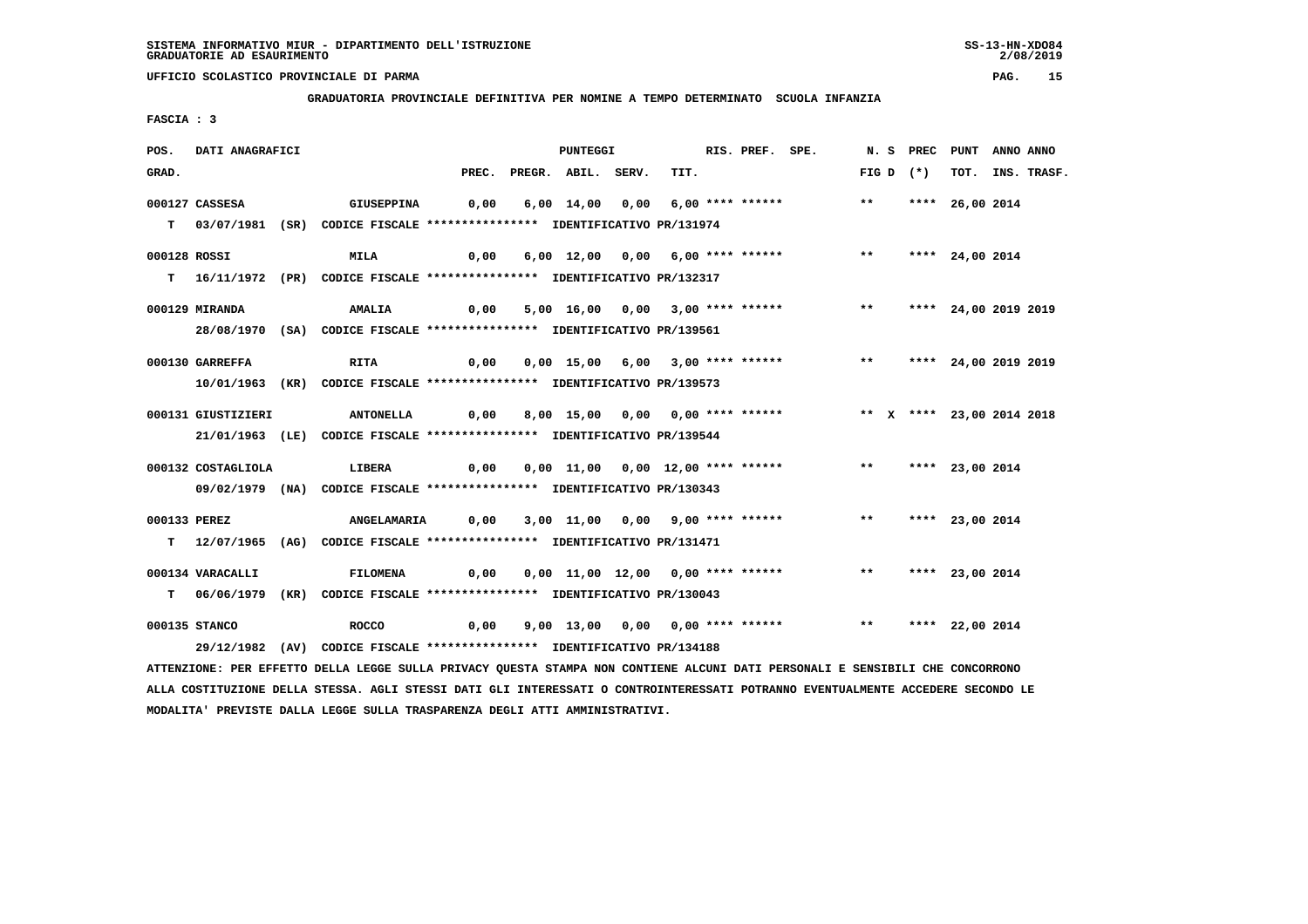SISTEMA INFORMATIVO MIUR - DIPARTIMENTO DELL'ISTRUZIONE
GRADUATORIE AD ESAURIMENTO

UFFICIO SCOLASTICO PROVINCIALE DI PARMA

**GRADUATORIA PROVINCIALE DEFINITIVA PER NOMINE A TEMPO DETERMINATO SCUOLA INFANZIA**

FASCIA : 3

| POS. GRAD. | DATI ANAGRAFICI | | PREC. | PREGR. | ABIL. | SERV. | TIT. | RIS. | PREF. | SPE. | N. S FIG D | PREC (*) | PUNT TOT. | ANNO INS. | ANNO TRASF. |
|---|---|---|---|---|---|---|---|---|---|---|---|---|---|---|---|
| 000127 | CASSESA | GIUSEPPINA | 0,00 | 6,00 | 14,00 | 0,00 | 6,00 | **** | ****** | | ** | **** | 26,00 | 2014 | |
| T | 03/07/1981 (SR) | CODICE FISCALE **************** IDENTIFICATIVO PR/131974 | | | | | | | | | | | | | |
| 000128 | ROSSI | MILA | 0,00 | 6,00 | 12,00 | 0,00 | 6,00 | **** | ****** | | ** | **** | 24,00 | 2014 | |
| T | 16/11/1972 (PR) | CODICE FISCALE **************** IDENTIFICATIVO PR/132317 | | | | | | | | | | | | | |
| 000129 | MIRANDA | AMALIA | 0,00 | 5,00 | 16,00 | 0,00 | 3,00 | **** | ****** | | ** | **** | 24,00 | 2019 | 2019 |
| | 28/08/1970 (SA) | CODICE FISCALE **************** IDENTIFICATIVO PR/139561 | | | | | | | | | | | | | |
| 000130 | GARREFFA | RITA | 0,00 | 0,00 | 15,00 | 6,00 | 3,00 | **** | ****** | | ** | **** | 24,00 | 2019 | 2019 |
| | 10/01/1963 (KR) | CODICE FISCALE **************** IDENTIFICATIVO PR/139573 | | | | | | | | | | | | | |
| 000131 | GIUSTIZIERI | ANTONELLA | 0,00 | 8,00 | 15,00 | 0,00 | 0,00 | **** | ****** | | ** X | **** | 23,00 | 2014 | 2018 |
| | 21/01/1963 (LE) | CODICE FISCALE **************** IDENTIFICATIVO PR/139544 | | | | | | | | | | | | | |
| 000132 | COSTAGLIOLA | LIBERA | 0,00 | 0,00 | 11,00 | 0,00 | 12,00 | **** | ****** | | ** | **** | 23,00 | 2014 | |
| | 09/02/1979 (NA) | CODICE FISCALE **************** IDENTIFICATIVO PR/130343 | | | | | | | | | | | | | |
| 000133 | PEREZ | ANGELAMARIA | 0,00 | 3,00 | 11,00 | 0,00 | 9,00 | **** | ****** | | ** | **** | 23,00 | 2014 | |
| T | 12/07/1965 (AG) | CODICE FISCALE **************** IDENTIFICATIVO PR/131471 | | | | | | | | | | | | | |
| 000134 | VARACALLI | FILOMENA | 0,00 | 0,00 | 11,00 | 12,00 | 0,00 | **** | ****** | | ** | **** | 23,00 | 2014 | |
| T | 06/06/1979 (KR) | CODICE FISCALE **************** IDENTIFICATIVO PR/130043 | | | | | | | | | | | | | |
| 000135 | STANCO | ROCCO | 0,00 | 9,00 | 13,00 | 0,00 | 0,00 | **** | ****** | | ** | **** | 22,00 | 2014 | |
| | 29/12/1982 (AV) | CODICE FISCALE **************** IDENTIFICATIVO PR/134188 | | | | | | | | | | | | | |

ATTENZIONE: PER EFFETTO DELLA LEGGE SULLA PRIVACY QUESTA STAMPA NON CONTIENE ALCUNI DATI PERSONALI E SENSIBILI CHE CONCORRONO ALLA COSTITUZIONE DELLA STESSA. AGLI STESSI DATI GLI INTERESSATI O CONTROINTERESSATI POTRANNO EVENTUALMENTE ACCEDERE SECONDO LE MODALITA' PREVISTE DALLA LEGGE SULLA TRASPARENZA DEGLI ATTI AMMINISTRATIVI.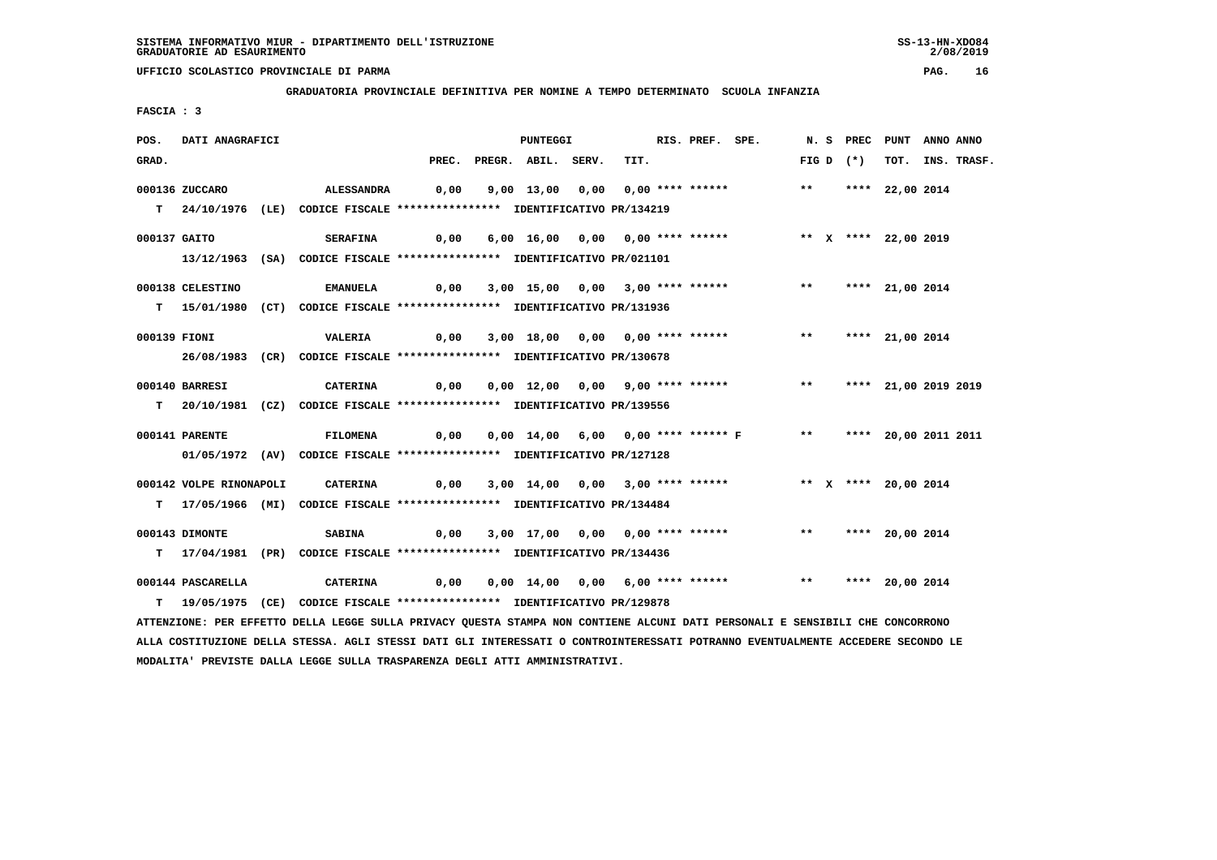SISTEMA INFORMATIVO MIUR - DIPARTIMENTO DELL'ISTRUZIONE
GRADUATORIE AD ESAURIMENTO

UFFICIO SCOLASTICO PROVINCIALE DI PARMA

GRADUATORIA PROVINCIALE DEFINITIVA PER NOMINE A TEMPO DETERMINATO SCUOLA INFANZIA

FASCIA : 3

| POS. GRAD. | DATI ANAGRAFICI | | PREC. | PREGR. | ABIL. | SERV. | TIT. | RIS. PREF. SPE. | N. S FIG D | PREC (*) | PUNT TOT. | ANNO INS. | ANNO TRASF. |
|---|---|---|---|---|---|---|---|---|---|---|---|---|---|
| 000136 | ZUCCARO | ALESSANDRA | 0,00 | 9,00 | 13,00 | 0,00 | 0,00 | **** ****** | ** | **** | 22,00 | 2014 | |
| T | 24/10/1976 (LE) | CODICE FISCALE **************** IDENTIFICATIVO PR/134219 | | | | | | | | | | | |
| 000137 | GAITO | SERAFINA | 0,00 | 6,00 | 16,00 | 0,00 | 0,00 | **** ****** | ** X | **** | 22,00 | 2019 | |
| | 13/12/1963 (SA) | CODICE FISCALE **************** IDENTIFICATIVO PR/021101 | | | | | | | | | | | |
| 000138 | CELESTINO | EMANUELA | 0,00 | 3,00 | 15,00 | 0,00 | 3,00 | **** ****** | ** | **** | 21,00 | 2014 | |
| T | 15/01/1980 (CT) | CODICE FISCALE **************** IDENTIFICATIVO PR/131936 | | | | | | | | | | | |
| 000139 | FIONI | VALERIA | 0,00 | 3,00 | 18,00 | 0,00 | 0,00 | **** ****** | ** | **** | 21,00 | 2014 | |
| | 26/08/1983 (CR) | CODICE FISCALE **************** IDENTIFICATIVO PR/130678 | | | | | | | | | | | |
| 000140 | BARRESI | CATERINA | 0,00 | 0,00 | 12,00 | 0,00 | 9,00 | **** ****** | ** | **** | 21,00 | 2019 | 2019 |
| T | 20/10/1981 (CZ) | CODICE FISCALE **************** IDENTIFICATIVO PR/139556 | | | | | | | | | | | |
| 000141 | PARENTE | FILOMENA | 0,00 | 0,00 | 14,00 | 6,00 | 0,00 | **** ****** F | ** | **** | 20,00 | 2011 | 2011 |
| | 01/05/1972 (AV) | CODICE FISCALE **************** IDENTIFICATIVO PR/127128 | | | | | | | | | | | |
| 000142 | VOLPE RINONAPOLI | CATERINA | 0,00 | 3,00 | 14,00 | 0,00 | 3,00 | **** ****** | ** X | **** | 20,00 | 2014 | |
| T | 17/05/1966 (MI) | CODICE FISCALE **************** IDENTIFICATIVO PR/134484 | | | | | | | | | | | |
| 000143 | DIMONTE | SABINA | 0,00 | 3,00 | 17,00 | 0,00 | 0,00 | **** ****** | ** | **** | 20,00 | 2014 | |
| T | 17/04/1981 (PR) | CODICE FISCALE **************** IDENTIFICATIVO PR/134436 | | | | | | | | | | | |
| 000144 | PASCARELLA | CATERINA | 0,00 | 0,00 | 14,00 | 0,00 | 6,00 | **** ****** | ** | **** | 20,00 | 2014 | |
| T | 19/05/1975 (CE) | CODICE FISCALE **************** IDENTIFICATIVO PR/129878 | | | | | | | | | | | |

ATTENZIONE: PER EFFETTO DELLA LEGGE SULLA PRIVACY QUESTA STAMPA NON CONTIENE ALCUNI DATI PERSONALI E SENSIBILI CHE CONCORRONO ALLA COSTITUZIONE DELLA STESSA. AGLI STESSI DATI GLI INTERESSATI O CONTROINTERESSATI POTRANNO EVENTUALMENTE ACCEDERE SECONDO LE MODALITA' PREVISTE DALLA LEGGE SULLA TRASPARENZA DEGLI ATTI AMMINISTRATIVI.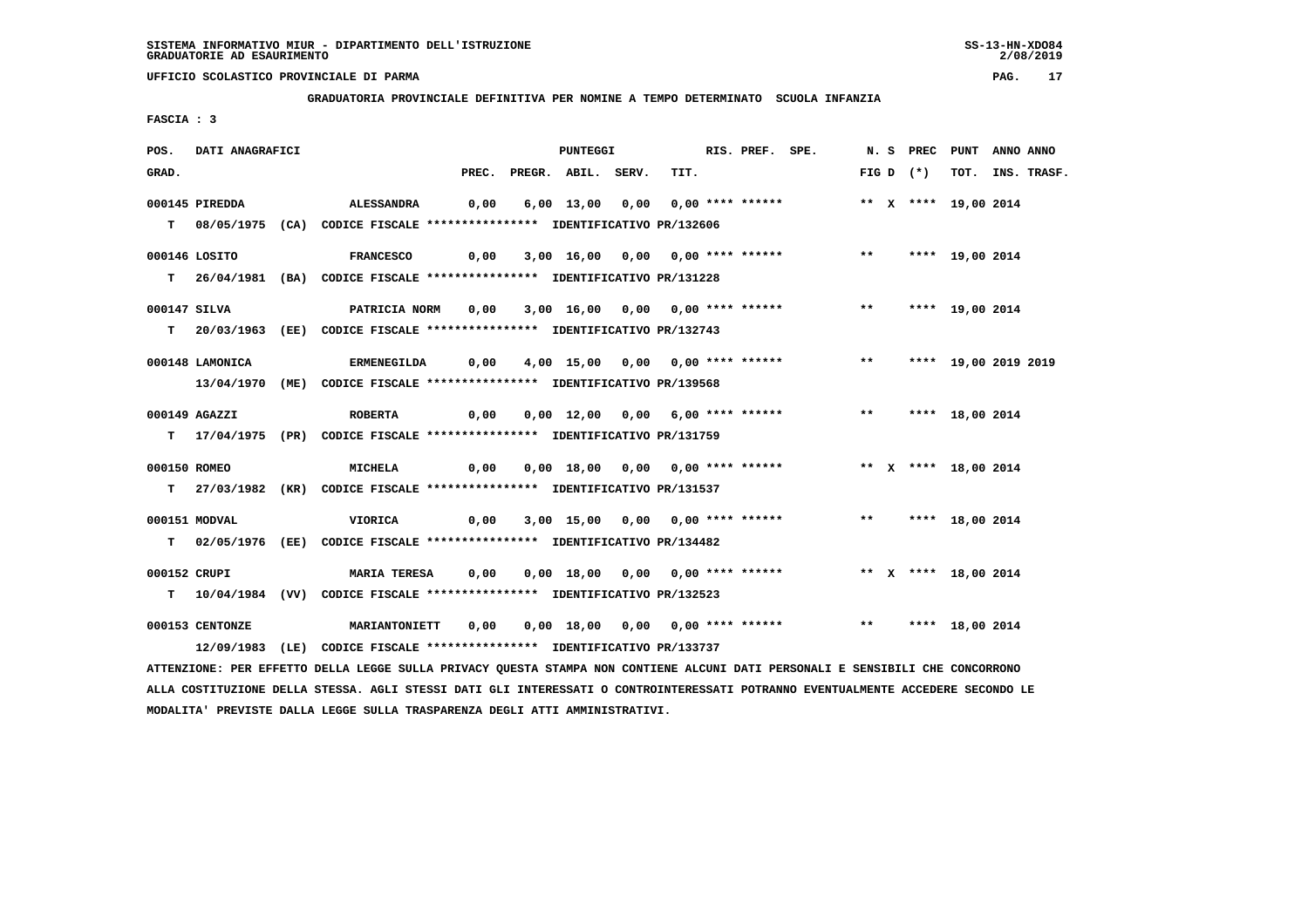SISTEMA INFORMATIVO MIUR - DIPARTIMENTO DELL'ISTRUZIONE
GRADUATORIE AD ESAURIMENTO

UFFICIO SCOLASTICO PROVINCIALE DI PARMA

**GRADUATORIA PROVINCIALE DEFINITIVA PER NOMINE A TEMPO DETERMINATO SCUOLA INFANZIA**

**FASCIA : 3**

| POS. GRAD. | DATI ANAGRAFICI | | PREC. | PREGR. | ABIL. | SERV. | TIT. | RIS. | PREF. SPE. | N. | S | FIG D | PREC (*) | PUNT TOT. | ANNO INS. | ANNO TRASF. |
|---|---|---|---|---|---|---|---|---|---|---|---|---|---|---|---|---|
| 000145 | PIREDDA | ALESSANDRA | 0,00 | 6,00 | 13,00 | 0,00 | 0,00 | **** | ****** | ** | X | | **** | 19,00 | 2014 | |
| T | 08/05/1975 (CA) | CODICE FISCALE **************** IDENTIFICATIVO PR/132606 | | | | | | | | | | | | | | |
| 000146 | LOSITO | FRANCESCO | 0,00 | 3,00 | 16,00 | 0,00 | 0,00 | **** | ****** | ** | | | **** | 19,00 | 2014 | |
| T | 26/04/1981 (BA) | CODICE FISCALE **************** IDENTIFICATIVO PR/131228 | | | | | | | | | | | | | | |
| 000147 | SILVA | PATRICIA NORM | 0,00 | 3,00 | 16,00 | 0,00 | 0,00 | **** | ****** | ** | | | **** | 19,00 | 2014 | |
| T | 20/03/1963 (EE) | CODICE FISCALE **************** IDENTIFICATIVO PR/132743 | | | | | | | | | | | | | | |
| 000148 | LAMONICA | ERMENEGILDA | 0,00 | 4,00 | 15,00 | 0,00 | 0,00 | **** | ****** | ** | | | **** | 19,00 | 2019 | 2019 |
| | 13/04/1970 (ME) | CODICE FISCALE **************** IDENTIFICATIVO PR/139568 | | | | | | | | | | | | | | |
| 000149 | AGAZZI | ROBERTA | 0,00 | 0,00 | 12,00 | 0,00 | 6,00 | **** | ****** | ** | | | **** | 18,00 | 2014 | |
| T | 17/04/1975 (PR) | CODICE FISCALE **************** IDENTIFICATIVO PR/131759 | | | | | | | | | | | | | | |
| 000150 | ROMEO | MICHELA | 0,00 | 0,00 | 18,00 | 0,00 | 0,00 | **** | ****** | ** | X | | **** | 18,00 | 2014 | |
| T | 27/03/1982 (KR) | CODICE FISCALE **************** IDENTIFICATIVO PR/131537 | | | | | | | | | | | | | | |
| 000151 | MODVAL | VIORICA | 0,00 | 3,00 | 15,00 | 0,00 | 0,00 | **** | ****** | ** | | | **** | 18,00 | 2014 | |
| T | 02/05/1976 (EE) | CODICE FISCALE **************** IDENTIFICATIVO PR/134482 | | | | | | | | | | | | | | |
| 000152 | CRUPI | MARIA TERESA | 0,00 | 0,00 | 18,00 | 0,00 | 0,00 | **** | ****** | ** | X | | **** | 18,00 | 2014 | |
| T | 10/04/1984 (VV) | CODICE FISCALE **************** IDENTIFICATIVO PR/132523 | | | | | | | | | | | | | | |
| 000153 | CENTONZE | MARIANTONIETT | 0,00 | 0,00 | 18,00 | 0,00 | 0,00 | **** | ****** | ** | | | **** | 18,00 | 2014 | |
| | 12/09/1983 (LE) | CODICE FISCALE **************** IDENTIFICATIVO PR/133737 | | | | | | | | | | | | | | |

ATTENZIONE: PER EFFETTO DELLA LEGGE SULLA PRIVACY QUESTA STAMPA NON CONTIENE ALCUNI DATI PERSONALI E SENSIBILI CHE CONCORRONO ALLA COSTITUZIONE DELLA STESSA. AGLI STESSI DATI GLI INTERESSATI O CONTROINTERESSATI POTRANNO EVENTUALMENTE ACCEDERE SECONDO LE MODALITA' PREVISTE DALLA LEGGE SULLA TRASPARENZA DEGLI ATTI AMMINISTRATIVI.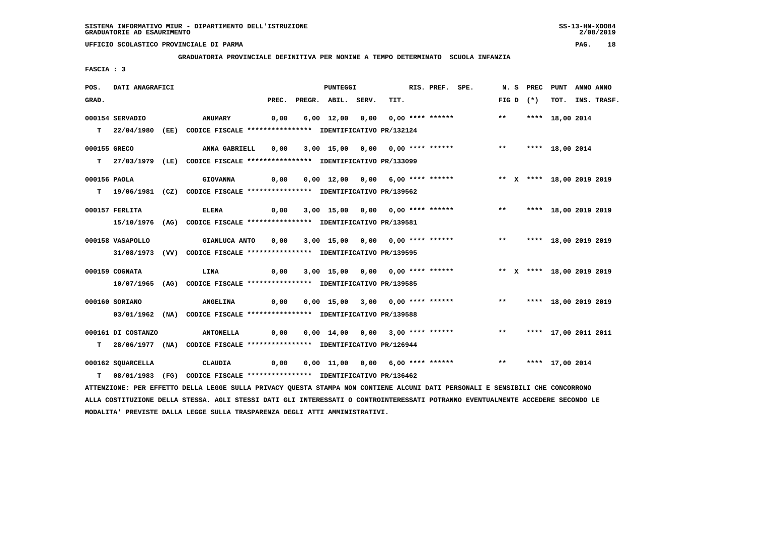SISTEMA INFORMATIVO MIUR - DIPARTIMENTO DELL'ISTRUZIONE
GRADUATORIE AD ESAURIMENTO

UFFICIO SCOLASTICO PROVINCIALE DI PARMA

GRADUATORIA PROVINCIALE DEFINITIVA PER NOMINE A TEMPO DETERMINATO SCUOLA INFANZIA

FASCIA : 3

| POS. GRAD. | DATI ANAGRAFICI | | PREC. | PREGR. | ABIL. | SERV. | TIT. | RIS. | PREF. | SPE. | N. FIG | S D | PREC (*) | PUNT TOT. | ANNO INS. | ANNO TRASF. |
|---|---|---|---|---|---|---|---|---|---|---|---|---|---|---|---|---|
| 000154 | SERVADIO | ANUMARY | 0,00 | 6,00 | 12,00 | 0,00 | 0,00 | **** | ****** | | ** | | **** | 18,00 | 2014 | |
| T | 22/04/1980 (EE) | CODICE FISCALE **************** IDENTIFICATIVO PR/132124 | | | | | | | | | | | | | | |
| 000155 | GRECO | ANNA GABRIELL | 0,00 | 3,00 | 15,00 | 0,00 | 0,00 | **** | ****** | | ** | | **** | 18,00 | 2014 | |
| T | 27/03/1979 (LE) | CODICE FISCALE **************** IDENTIFICATIVO PR/133099 | | | | | | | | | | | | | | |
| 000156 | PAOLA | GIOVANNA | 0,00 | 0,00 | 12,00 | 0,00 | 6,00 | **** | ****** | | ** | X | **** | 18,00 | 2019 | 2019 |
| T | 19/06/1981 (CZ) | CODICE FISCALE **************** IDENTIFICATIVO PR/139562 | | | | | | | | | | | | | | |
| 000157 | FERLITA | ELENA | 0,00 | 3,00 | 15,00 | 0,00 | 0,00 | **** | ****** | | ** | | **** | 18,00 | 2019 | 2019 |
| | 15/10/1976 (AG) | CODICE FISCALE **************** IDENTIFICATIVO PR/139581 | | | | | | | | | | | | | | |
| 000158 | VASAPOLLO | GIANLUCA ANTO | 0,00 | 3,00 | 15,00 | 0,00 | 0,00 | **** | ****** | | ** | | **** | 18,00 | 2019 | 2019 |
| | 31/08/1973 (VV) | CODICE FISCALE **************** IDENTIFICATIVO PR/139595 | | | | | | | | | | | | | | |
| 000159 | COGNATA | LINA | 0,00 | 3,00 | 15,00 | 0,00 | 0,00 | **** | ****** | | ** | X | **** | 18,00 | 2019 | 2019 |
| | 10/07/1965 (AG) | CODICE FISCALE **************** IDENTIFICATIVO PR/139585 | | | | | | | | | | | | | | |
| 000160 | SORIANO | ANGELINA | 0,00 | 0,00 | 15,00 | 3,00 | 0,00 | **** | ****** | | ** | | **** | 18,00 | 2019 | 2019 |
| | 03/01/1962 (NA) | CODICE FISCALE **************** IDENTIFICATIVO PR/139588 | | | | | | | | | | | | | | |
| 000161 | DI COSTANZO | ANTONELLA | 0,00 | 0,00 | 14,00 | 0,00 | 3,00 | **** | ****** | | ** | | **** | 17,00 | 2011 | 2011 |
| T | 28/06/1977 (NA) | CODICE FISCALE **************** IDENTIFICATIVO PR/126944 | | | | | | | | | | | | | | |
| 000162 | SQUARCELLA | CLAUDIA | 0,00 | 0,00 | 11,00 | 0,00 | 6,00 | **** | ****** | | ** | | **** | 17,00 | 2014 | |
| T | 08/01/1983 (FG) | CODICE FISCALE **************** IDENTIFICATIVO PR/136462 | | | | | | | | | | | | | | |

ATTENZIONE: PER EFFETTO DELLA LEGGE SULLA PRIVACY QUESTA STAMPA NON CONTIENE ALCUNI DATI PERSONALI E SENSIBILI CHE CONCORRONO ALLA COSTITUZIONE DELLA STESSA. AGLI STESSI DATI GLI INTERESSATI O CONTROINTERESSATI POTRANNO EVENTUALMENTE ACCEDERE SECONDO LE MODALITA' PREVISTE DALLA LEGGE SULLA TRASPARENZA DEGLI ATTI AMMINISTRATIVI.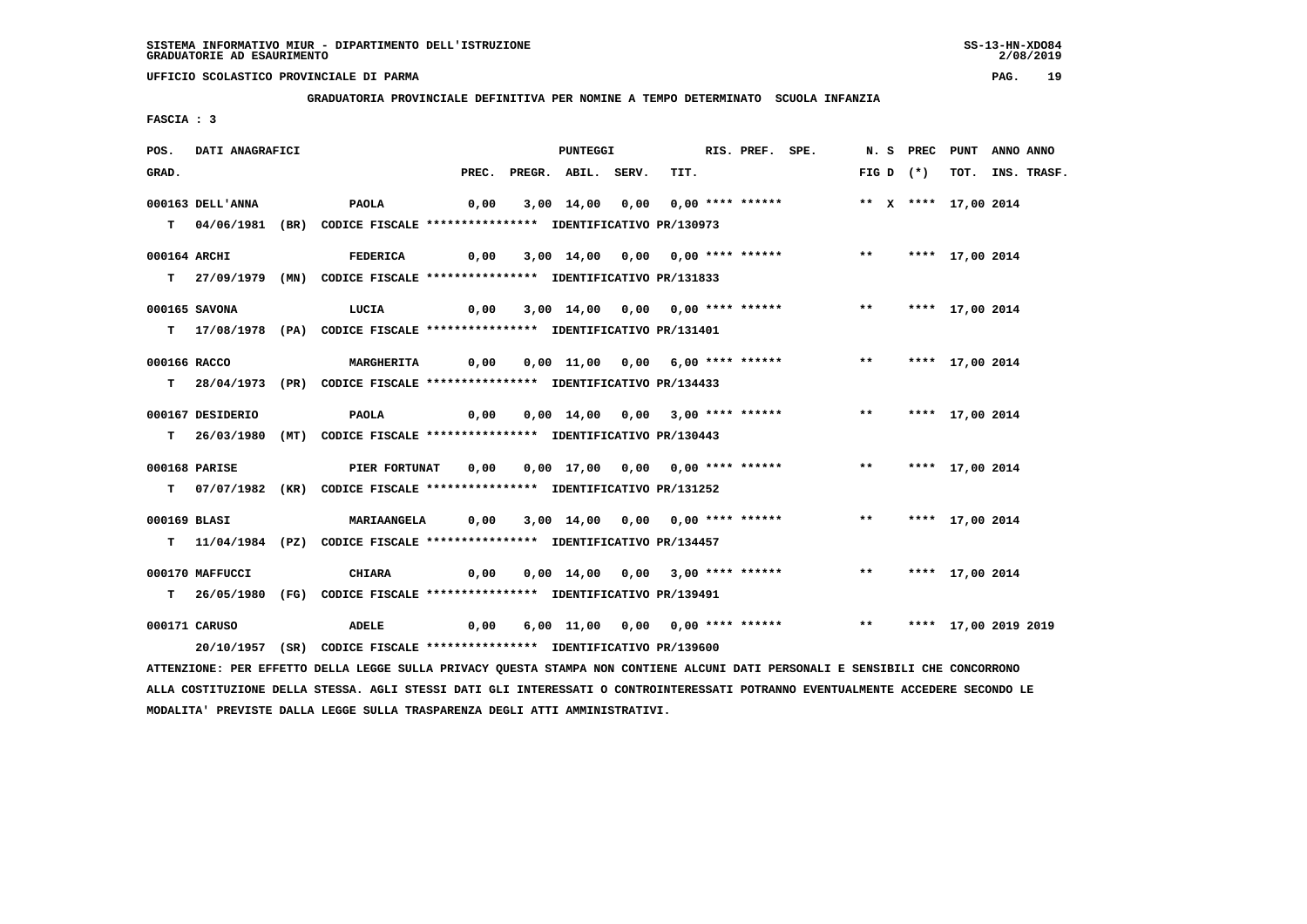SISTEMA INFORMATIVO MIUR - DIPARTIMENTO DELL'ISTRUZIONE
GRADUATORIE AD ESAURIMENTO

UFFICIO SCOLASTICO PROVINCIALE DI PARMA

**GRADUATORIA PROVINCIALE DEFINITIVA PER NOMINE A TEMPO DETERMINATO SCUOLA INFANZIA**

FASCIA : 3

| POS. GRAD. | DATI ANAGRAFICI | | PREC. | PREGR. | ABIL. | SERV. | TIT. | RIS. | PREF. | SPE. | N. S FIG D | PREC (*) | PUNT TOT. | ANNO INS. | ANNO TRASF. |
|---|---|---|---|---|---|---|---|---|---|---|---|---|---|---|---|
| 000163 | DELL'ANNA | PAOLA | 0,00 | 3,00 | 14,00 | 0,00 | 0,00 | **** | ****** | | ** X | **** | 17,00 | 2014 | |
| T | 04/06/1981 (BR) | CODICE FISCALE **************** IDENTIFICATIVO PR/130973 | | | | | | | | | | | | | |
| 000164 | ARCHI | FEDERICA | 0,00 | 3,00 | 14,00 | 0,00 | 0,00 | **** | ****** | | ** | **** | 17,00 | 2014 | |
| T | 27/09/1979 (MN) | CODICE FISCALE **************** IDENTIFICATIVO PR/131833 | | | | | | | | | | | | | |
| 000165 | SAVONA | LUCIA | 0,00 | 3,00 | 14,00 | 0,00 | 0,00 | **** | ****** | | ** | **** | 17,00 | 2014 | |
| T | 17/08/1978 (PA) | CODICE FISCALE **************** IDENTIFICATIVO PR/131401 | | | | | | | | | | | | | |
| 000166 | RACCO | MARGHERITA | 0,00 | 0,00 | 11,00 | 0,00 | 6,00 | **** | ****** | | ** | **** | 17,00 | 2014 | |
| T | 28/04/1973 (PR) | CODICE FISCALE **************** IDENTIFICATIVO PR/134433 | | | | | | | | | | | | | |
| 000167 | DESIDERIO | PAOLA | 0,00 | 0,00 | 14,00 | 0,00 | 3,00 | **** | ****** | | ** | **** | 17,00 | 2014 | |
| T | 26/03/1980 (MT) | CODICE FISCALE **************** IDENTIFICATIVO PR/130443 | | | | | | | | | | | | | |
| 000168 | PARISE | PIER FORTUNAT | 0,00 | 0,00 | 17,00 | 0,00 | 0,00 | **** | ****** | | ** | **** | 17,00 | 2014 | |
| T | 07/07/1982 (KR) | CODICE FISCALE **************** IDENTIFICATIVO PR/131252 | | | | | | | | | | | | | |
| 000169 | BLASI | MARIAANGELA | 0,00 | 3,00 | 14,00 | 0,00 | 0,00 | **** | ****** | | ** | **** | 17,00 | 2014 | |
| T | 11/04/1984 (PZ) | CODICE FISCALE **************** IDENTIFICATIVO PR/134457 | | | | | | | | | | | | | |
| 000170 | MAFFUCCI | CHIARA | 0,00 | 0,00 | 14,00 | 0,00 | 3,00 | **** | ****** | | ** | **** | 17,00 | 2014 | |
| T | 26/05/1980 (FG) | CODICE FISCALE **************** IDENTIFICATIVO PR/139491 | | | | | | | | | | | | | |
| 000171 | CARUSO | ADELE | 0,00 | 6,00 | 11,00 | 0,00 | 0,00 | **** | ****** | | ** | **** | 17,00 | 2019 | 2019 |
| | 20/10/1957 (SR) | CODICE FISCALE **************** IDENTIFICATIVO PR/139600 | | | | | | | | | | | | | |

ATTENZIONE: PER EFFETTO DELLA LEGGE SULLA PRIVACY QUESTA STAMPA NON CONTIENE ALCUNI DATI PERSONALI E SENSIBILI CHE CONCORRONO ALLA COSTITUZIONE DELLA STESSA. AGLI STESSI DATI GLI INTERESSATI O CONTROINTERESSATI POTRANNO EVENTUALMENTE ACCEDERE SECONDO LE MODALITA' PREVISTE DALLA LEGGE SULLA TRASPARENZA DEGLI ATTI AMMINISTRATIVI.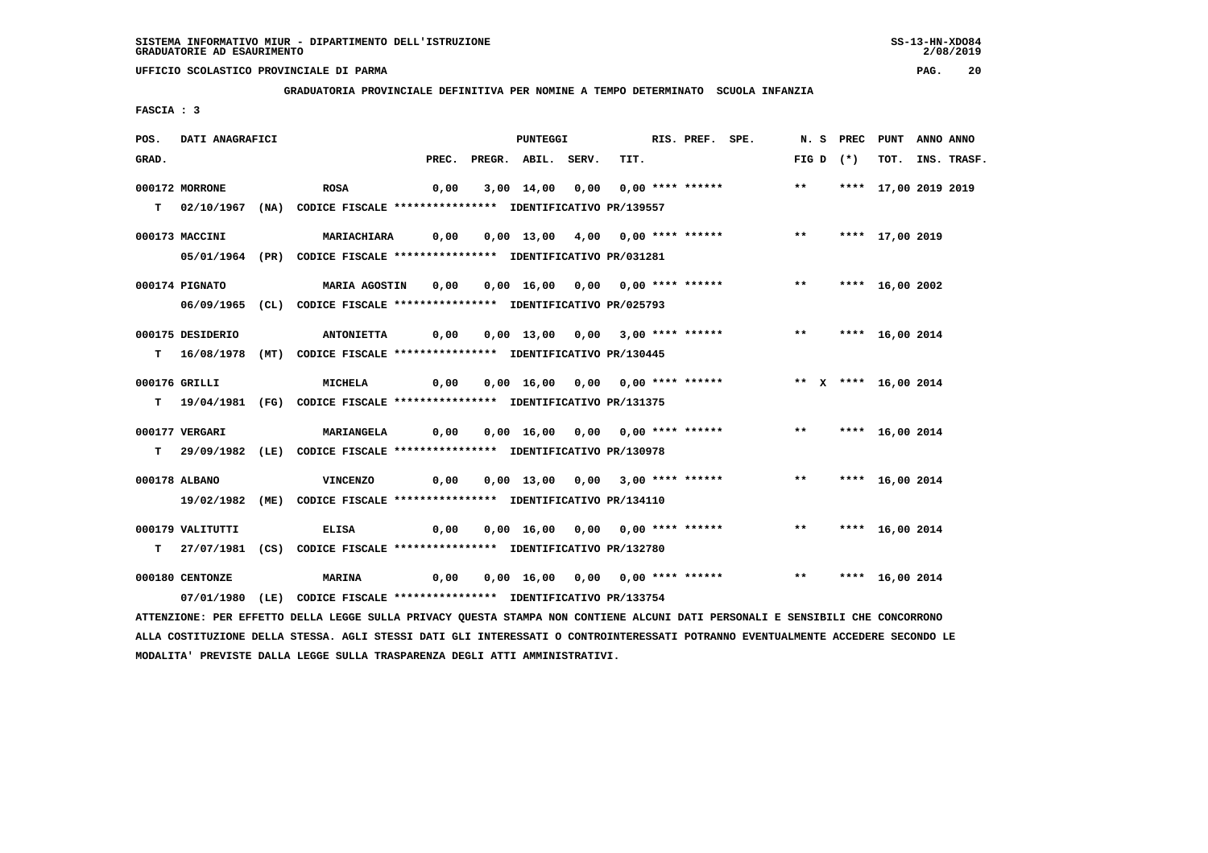SISTEMA INFORMATIVO MIUR - DIPARTIMENTO DELL'ISTRUZIONE
GRADUATORIE AD ESAURIMENTO

UFFICIO SCOLASTICO PROVINCIALE DI PARMA

GRADUATORIA PROVINCIALE DEFINITIVA PER NOMINE A TEMPO DETERMINATO SCUOLA INFANZIA

FASCIA : 3

| POS. GRAD. | DATI ANAGRAFICI | | PREC. | PREGR. | ABIL. | SERV. | TIT. | RIS. PREF. | SPE. | N. S FIG D | PREC (*) | PUNT TOT. | ANNO ANNO INS. TRASF. |
|---|---|---|---|---|---|---|---|---|---|---|---|---|---|
| 000172 MORRONE | ROSA | | 0,00 | 3,00 | 14,00 | 0,00 | 0,00 | **** ****** | | ** | **** | 17,00 | 2019 2019 |
| T | 02/10/1967 (NA) | CODICE FISCALE **************** IDENTIFICATIVO PR/139557 | | | | | | | | | | | |
| 000173 MACCINI | MARIACHIARA | | 0,00 | 0,00 | 13,00 | 4,00 | 0,00 | **** ****** | | ** | **** | 17,00 | 2019 |
| | 05/01/1964 (PR) | CODICE FISCALE **************** IDENTIFICATIVO PR/031281 | | | | | | | | | | | |
| 000174 PIGNATO | MARIA AGOSTIN | | 0,00 | 0,00 | 16,00 | 0,00 | 0,00 | **** ****** | | ** | **** | 16,00 | 2002 |
| | 06/09/1965 (CL) | CODICE FISCALE **************** IDENTIFICATIVO PR/025793 | | | | | | | | | | | |
| 000175 DESIDERIO | ANTONIETTA | | 0,00 | 0,00 | 13,00 | 0,00 | 3,00 | **** ****** | | ** | **** | 16,00 | 2014 |
| T | 16/08/1978 (MT) | CODICE FISCALE **************** IDENTIFICATIVO PR/130445 | | | | | | | | | | | |
| 000176 GRILLI | MICHELA | | 0,00 | 0,00 | 16,00 | 0,00 | 0,00 | **** ****** | | ** X | **** | 16,00 | 2014 |
| T | 19/04/1981 (FG) | CODICE FISCALE **************** IDENTIFICATIVO PR/131375 | | | | | | | | | | | |
| 000177 VERGARI | MARIANGELA | | 0,00 | 0,00 | 16,00 | 0,00 | 0,00 | **** ****** | | ** | **** | 16,00 | 2014 |
| T | 29/09/1982 (LE) | CODICE FISCALE **************** IDENTIFICATIVO PR/130978 | | | | | | | | | | | |
| 000178 ALBANO | VINCENZO | | 0,00 | 0,00 | 13,00 | 0,00 | 3,00 | **** ****** | | ** | **** | 16,00 | 2014 |
| | 19/02/1982 (ME) | CODICE FISCALE **************** IDENTIFICATIVO PR/134110 | | | | | | | | | | | |
| 000179 VALITUTTI | ELISA | | 0,00 | 0,00 | 16,00 | 0,00 | 0,00 | **** ****** | | ** | **** | 16,00 | 2014 |
| T | 27/07/1981 (CS) | CODICE FISCALE **************** IDENTIFICATIVO PR/132780 | | | | | | | | | | | |
| 000180 CENTONZE | MARINA | | 0,00 | 0,00 | 16,00 | 0,00 | 0,00 | **** ****** | | ** | **** | 16,00 | 2014 |
| | 07/01/1980 (LE) | CODICE FISCALE **************** IDENTIFICATIVO PR/133754 | | | | | | | | | | | |

ATTENZIONE: PER EFFETTO DELLA LEGGE SULLA PRIVACY QUESTA STAMPA NON CONTIENE ALCUNI DATI PERSONALI E SENSIBILI CHE CONCORRONO ALLA COSTITUZIONE DELLA STESSA. AGLI STESSI DATI GLI INTERESSATI O CONTROINTERESSATI POTRANNO EVENTUALMENTE ACCEDERE SECONDO LE MODALITA' PREVISTE DALLA LEGGE SULLA TRASPARENZA DEGLI ATTI AMMINISTRATIVI.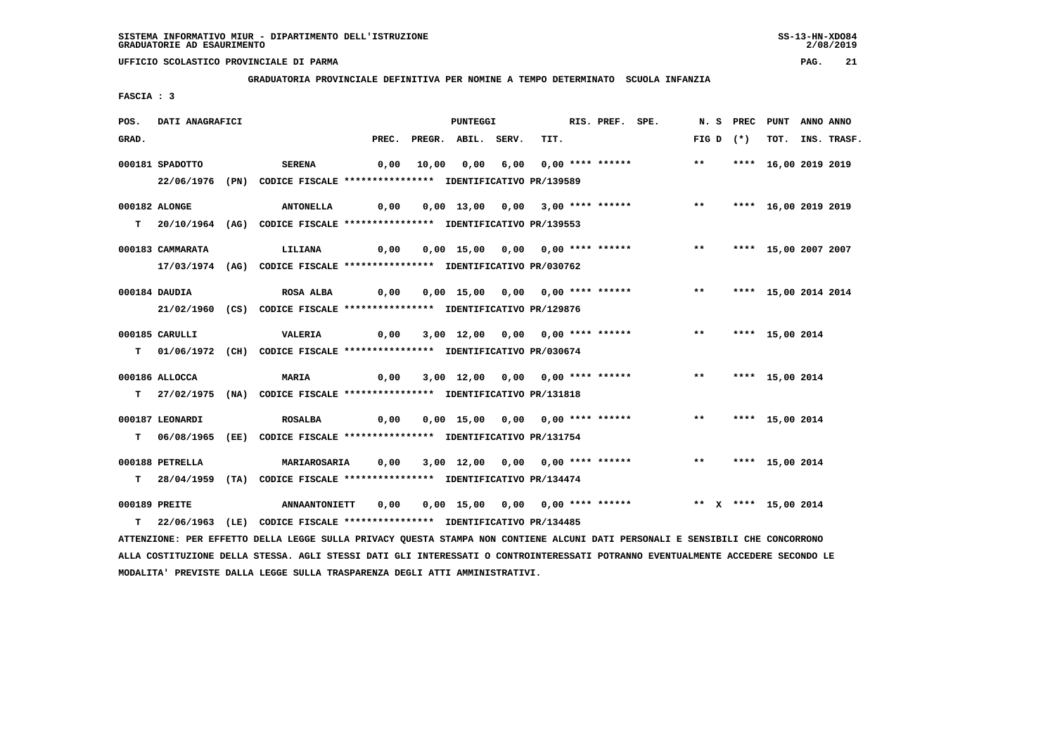SISTEMA INFORMATIVO MIUR - DIPARTIMENTO DELL'ISTRUZIONE
GRADUATORIE AD ESAURIMENTO

UFFICIO SCOLASTICO PROVINCIALE DI PARMA

**GRADUATORIA PROVINCIALE DEFINITIVA PER NOMINE A TEMPO DETERMINATO SCUOLA INFANZIA**

FASCIA : 3

| POS. GRAD. | DATI ANAGRAFICI | | PREC. | PREGR. | ABIL. | SERV. | TIT. | RIS. | PREF. | SPE. | N. S FIG D | PREC (*) | PUNT TOT. | ANNO INS. | ANNO TRASF. |
|---|---|---|---|---|---|---|---|---|---|---|---|---|---|---|---|
| 000181 | SPADOTTO | SERENA | 0,00 | 10,00 | 0,00 | 6,00 | 0,00 | **** | ****** | | ** | **** | 16,00 | 2019 | 2019 |
| | 22/06/1976 (PN) | CODICE FISCALE **************** IDENTIFICATIVO PR/139589 | | | | | | | | | | | | | |
| 000182 | ALONGE | ANTONELLA | 0,00 | 0,00 | 13,00 | 0,00 | 3,00 | **** | ****** | | ** | **** | 16,00 | 2019 | 2019 |
| T | 20/10/1964 (AG) | CODICE FISCALE **************** IDENTIFICATIVO PR/139553 | | | | | | | | | | | | | |
| 000183 | CAMMARATA | LILIANA | 0,00 | 0,00 | 15,00 | 0,00 | 0,00 | **** | ****** | | ** | **** | 15,00 | 2007 | 2007 |
| | 17/03/1974 (AG) | CODICE FISCALE **************** IDENTIFICATIVO PR/030762 | | | | | | | | | | | | | |
| 000184 | DAUDIA | ROSA ALBA | 0,00 | 0,00 | 15,00 | 0,00 | 0,00 | **** | ****** | | ** | **** | 15,00 | 2014 | 2014 |
| | 21/02/1960 (CS) | CODICE FISCALE **************** IDENTIFICATIVO PR/129876 | | | | | | | | | | | | | |
| 000185 | CARULLI | VALERIA | 0,00 | 3,00 | 12,00 | 0,00 | 0,00 | **** | ****** | | ** | **** | 15,00 | 2014 | |
| T | 01/06/1972 (CH) | CODICE FISCALE **************** IDENTIFICATIVO PR/030674 | | | | | | | | | | | | | |
| 000186 | ALLOCCA | MARIA | 0,00 | 3,00 | 12,00 | 0,00 | 0,00 | **** | ****** | | ** | **** | 15,00 | 2014 | |
| T | 27/02/1975 (NA) | CODICE FISCALE **************** IDENTIFICATIVO PR/131818 | | | | | | | | | | | | | |
| 000187 | LEONARDI | ROSALBA | 0,00 | 0,00 | 15,00 | 0,00 | 0,00 | **** | ****** | | ** | **** | 15,00 | 2014 | |
| T | 06/08/1965 (EE) | CODICE FISCALE **************** IDENTIFICATIVO PR/131754 | | | | | | | | | | | | | |
| 000188 | PETRELLA | MARIAROSARIA | 0,00 | 3,00 | 12,00 | 0,00 | 0,00 | **** | ****** | | ** | **** | 15,00 | 2014 | |
| T | 28/04/1959 (TA) | CODICE FISCALE **************** IDENTIFICATIVO PR/134474 | | | | | | | | | | | | | |
| 000189 | PREITE | ANNAANTONIETT | 0,00 | 0,00 | 15,00 | 0,00 | 0,00 | **** | ****** | | ** X | **** | 15,00 | 2014 | |
| T | 22/06/1963 (LE) | CODICE FISCALE **************** IDENTIFICATIVO PR/134485 | | | | | | | | | | | | | |

ATTENZIONE: PER EFFETTO DELLA LEGGE SULLA PRIVACY QUESTA STAMPA NON CONTIENE ALCUNI DATI PERSONALI E SENSIBILI CHE CONCORRONO ALLA COSTITUZIONE DELLA STESSA. AGLI STESSI DATI GLI INTERESSATI O CONTROINTERESSATI POTRANNO EVENTUALMENTE ACCEDERE SECONDO LE MODALITA' PREVISTE DALLA LEGGE SULLA TRASPARENZA DEGLI ATTI AMMINISTRATIVI.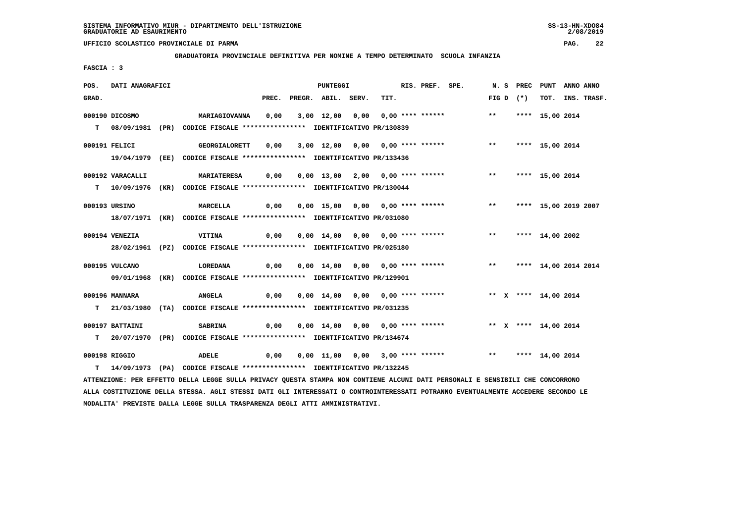SISTEMA INFORMATIVO MIUR - DIPARTIMENTO DELL'ISTRUZIONE
GRADUATORIE AD ESAURIMENTO

UFFICIO SCOLASTICO PROVINCIALE DI PARMA

**GRADUATORIA PROVINCIALE DEFINITIVA PER NOMINE A TEMPO DETERMINATO SCUOLA INFANZIA**

FASCIA : 3

| POS. GRAD. | DATI ANAGRAFICI | | PREC. | PREGR. | ABIL. | SERV. | TIT. | RIS. PREF. | SPE. | N. S FIG D | PREC (*) | PUNT TOT. | ANNO INS. | ANNO TRASF. |
|---|---|---|---|---|---|---|---|---|---|---|---|---|---|---|
| 000190 | DICOSMO | MARIAGIOVANNA | 0,00 | 3,00 | 12,00 | 0,00 | 0,00 | **** ****** | | ** | **** | 15,00 | 2014 | |
| T | 08/09/1981 (PR) | CODICE FISCALE **************** IDENTIFICATIVO PR/130839 | | | | | | | | | | | | |
| 000191 | FELICI | GEORGIALORETT | 0,00 | 3,00 | 12,00 | 0,00 | 0,00 | **** ****** | | ** | **** | 15,00 | 2014 | |
| | 19/04/1979 (EE) | CODICE FISCALE **************** IDENTIFICATIVO PR/133436 | | | | | | | | | | | | |
| 000192 | VARACALLI | MARIATERESA | 0,00 | 0,00 | 13,00 | 2,00 | 0,00 | **** ****** | | ** | **** | 15,00 | 2014 | |
| T | 10/09/1976 (KR) | CODICE FISCALE **************** IDENTIFICATIVO PR/130044 | | | | | | | | | | | | |
| 000193 | URSINO | MARCELLA | 0,00 | 0,00 | 15,00 | 0,00 | 0,00 | **** ****** | | ** | **** | 15,00 | 2019 | 2007 |
| | 18/07/1971 (KR) | CODICE FISCALE **************** IDENTIFICATIVO PR/031080 | | | | | | | | | | | | |
| 000194 | VENEZIA | VITINA | 0,00 | 0,00 | 14,00 | 0,00 | 0,00 | **** ****** | | ** | **** | 14,00 | 2002 | |
| | 28/02/1961 (PZ) | CODICE FISCALE **************** IDENTIFICATIVO PR/025180 | | | | | | | | | | | | |
| 000195 | VULCANO | LOREDANA | 0,00 | 0,00 | 14,00 | 0,00 | 0,00 | **** ****** | | ** | **** | 14,00 | 2014 | 2014 |
| | 09/01/1968 (KR) | CODICE FISCALE **************** IDENTIFICATIVO PR/129901 | | | | | | | | | | | | |
| 000196 | MANNARA | ANGELA | 0,00 | 0,00 | 14,00 | 0,00 | 0,00 | **** ****** | | ** X | **** | 14,00 | 2014 | |
| T | 21/03/1980 (TA) | CODICE FISCALE **************** IDENTIFICATIVO PR/031235 | | | | | | | | | | | | |
| 000197 | BATTAINI | SABRINA | 0,00 | 0,00 | 14,00 | 0,00 | 0,00 | **** ****** | | ** X | **** | 14,00 | 2014 | |
| T | 20/07/1970 (PR) | CODICE FISCALE **************** IDENTIFICATIVO PR/134674 | | | | | | | | | | | | |
| 000198 | RIGGIO | ADELE | 0,00 | 0,00 | 11,00 | 0,00 | 3,00 | **** ****** | | ** | **** | 14,00 | 2014 | |
| T | 14/09/1973 (PA) | CODICE FISCALE **************** IDENTIFICATIVO PR/132245 | | | | | | | | | | | | |

ATTENZIONE: PER EFFETTO DELLA LEGGE SULLA PRIVACY QUESTA STAMPA NON CONTIENE ALCUNI DATI PERSONALI E SENSIBILI CHE CONCORRONO ALLA COSTITUZIONE DELLA STESSA. AGLI STESSI DATI GLI INTERESSATI O CONTROINTERESSATI POTRANNO EVENTUALMENTE ACCEDERE SECONDO LE MODALITA' PREVISTE DALLA LEGGE SULLA TRASPARENZA DEGLI ATTI AMMINISTRATIVI.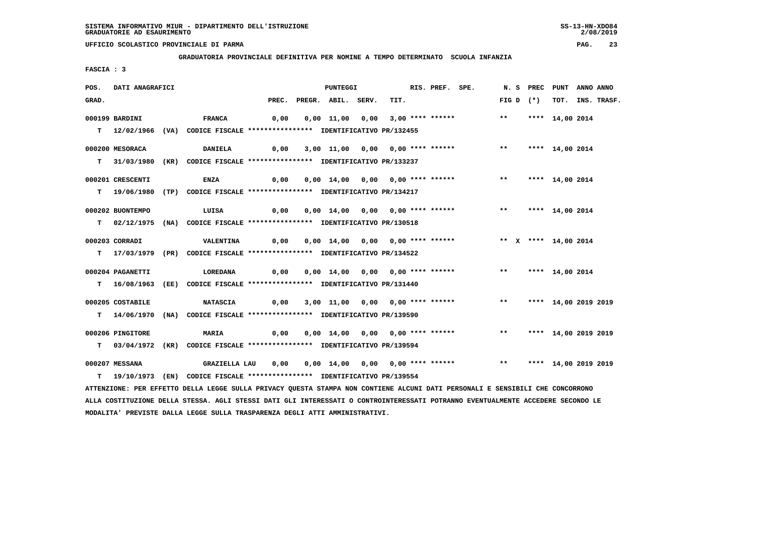SISTEMA INFORMATIVO MIUR - DIPARTIMENTO DELL'ISTRUZIONE
GRADUATORIE AD ESAURIMENTO

UFFICIO SCOLASTICO PROVINCIALE DI PARMA

**GRADUATORIA PROVINCIALE DEFINITIVA PER NOMINE A TEMPO DETERMINATO SCUOLA INFANZIA**

FASCIA : 3

| POS. GRAD. | DATI ANAGRAFICI | | PREC. | PREGR. | ABIL. | SERV. | TIT. | RIS. | PREF. | SPE. | N. S FIG D | PREC (*) | PUNT TOT. | ANNO INS. | ANNO TRASF. |
|---|---|---|---|---|---|---|---|---|---|---|---|---|---|---|---|
| 000199 | BARDINI | FRANCA | 0,00 | 0,00 | 11,00 | 0,00 | 3,00 | **** | ****** | | ** | **** | 14,00 | 2014 | |
| T | 12/02/1966 (VA) | CODICE FISCALE **************** IDENTIFICATIVO PR/132455 | | | | | | | | | | | | | |
| 000200 | MESORACA | DANIELA | 0,00 | 3,00 | 11,00 | 0,00 | 0,00 | **** | ****** | | ** | **** | 14,00 | 2014 | |
| T | 31/03/1980 (KR) | CODICE FISCALE **************** IDENTIFICATIVO PR/133237 | | | | | | | | | | | | | |
| 000201 | CRESCENTI | ENZA | 0,00 | 0,00 | 14,00 | 0,00 | 0,00 | **** | ****** | | ** | **** | 14,00 | 2014 | |
| T | 19/06/1980 (TP) | CODICE FISCALE **************** IDENTIFICATIVO PR/134217 | | | | | | | | | | | | | |
| 000202 | BUONTEMPO | LUISA | 0,00 | 0,00 | 14,00 | 0,00 | 0,00 | **** | ****** | | ** | **** | 14,00 | 2014 | |
| T | 02/12/1975 (NA) | CODICE FISCALE **************** IDENTIFICATIVO PR/130518 | | | | | | | | | | | | | |
| 000203 | CORRADI | VALENTINA | 0,00 | 0,00 | 14,00 | 0,00 | 0,00 | **** | ****** | | ** X | **** | 14,00 | 2014 | |
| T | 17/03/1979 (PR) | CODICE FISCALE **************** IDENTIFICATIVO PR/134522 | | | | | | | | | | | | | |
| 000204 | PAGANETTI | LOREDANA | 0,00 | 0,00 | 14,00 | 0,00 | 0,00 | **** | ****** | | ** | **** | 14,00 | 2014 | |
| T | 16/08/1963 (EE) | CODICE FISCALE **************** IDENTIFICATIVO PR/131440 | | | | | | | | | | | | | |
| 000205 | COSTABILE | NATASCIA | 0,00 | 3,00 | 11,00 | 0,00 | 0,00 | **** | ****** | | ** | **** | 14,00 | 2019 | 2019 |
| T | 14/06/1970 (NA) | CODICE FISCALE **************** IDENTIFICATIVO PR/139590 | | | | | | | | | | | | | |
| 000206 | PINGITORE | MARIA | 0,00 | 0,00 | 14,00 | 0,00 | 0,00 | **** | ****** | | ** | **** | 14,00 | 2019 | 2019 |
| T | 03/04/1972 (KR) | CODICE FISCALE **************** IDENTIFICATIVO PR/139594 | | | | | | | | | | | | | |
| 000207 | MESSANA | GRAZIELLA LAU | 0,00 | 0,00 | 14,00 | 0,00 | 0,00 | **** | ****** | | ** | **** | 14,00 | 2019 | 2019 |
| T | 19/10/1973 (EN) | CODICE FISCALE **************** IDENTIFICATIVO PR/139554 | | | | | | | | | | | | | |

ATTENZIONE: PER EFFETTO DELLA LEGGE SULLA PRIVACY QUESTA STAMPA NON CONTIENE ALCUNI DATI PERSONALI E SENSIBILI CHE CONCORRONO ALLA COSTITUZIONE DELLA STESSA. AGLI STESSI DATI GLI INTERESSATI O CONTROINTERESSATI POTRANNO EVENTUALMENTE ACCEDERE SECONDO LE MODALITA' PREVISTE DALLA LEGGE SULLA TRASPARENZA DEGLI ATTI AMMINISTRATIVI.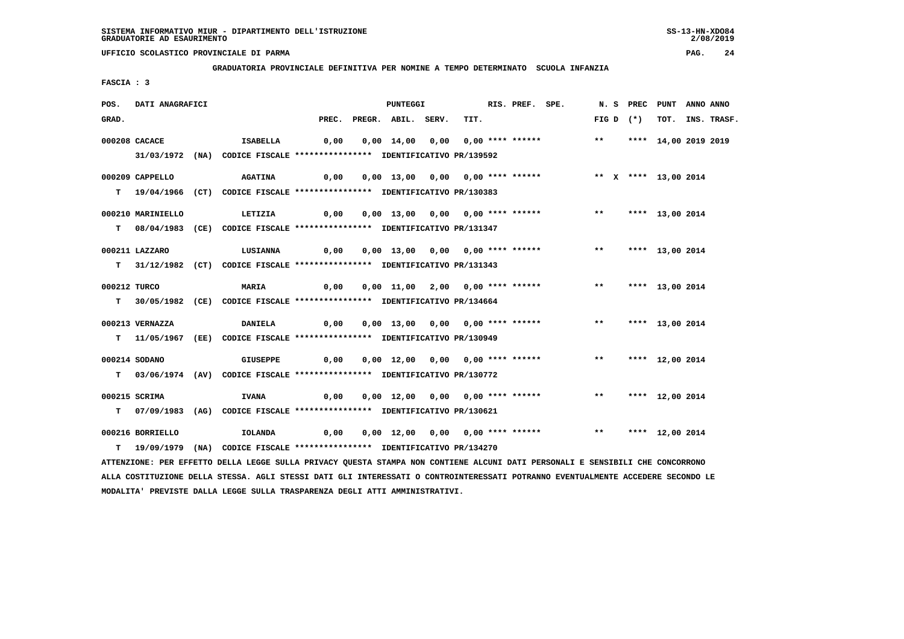SISTEMA INFORMATIVO MIUR - DIPARTIMENTO DELL'ISTRUZIONE
GRADUATORIE AD ESAURIMENTO

UFFICIO SCOLASTICO PROVINCIALE DI PARMA

**GRADUATORIA PROVINCIALE DEFINITIVA PER NOMINE A TEMPO DETERMINATO SCUOLA INFANZIA**

FASCIA : 3

| POS. GRAD. | DATI ANAGRAFICI | | PREC. | PREGR. | ABIL. | SERV. | TIT. | RIS. PREF. SPE. | N. S FIG D | PREC (*) | PUNT TOT. | ANNO ANNO INS. TRASF. |
|---|---|---|---|---|---|---|---|---|---|---|---|---|
| 000208 | CACACE | ISABELLA | 0,00 | 0,00 | 14,00 | 0,00 | 0,00 | **** ****** | ** | **** | 14,00 | 2019 2019 |
| | 31/03/1972 (NA) CODICE FISCALE **************** IDENTIFICATIVO PR/139592 | | | | | | | | | | | |
| 000209 | CAPPELLO | AGATINA | 0,00 | 0,00 | 13,00 | 0,00 | 0,00 | **** ****** | ** X | **** | 13,00 | 2014 |
| T | 19/04/1966 (CT) CODICE FISCALE **************** IDENTIFICATIVO PR/130383 | | | | | | | | | | | |
| 000210 | MARINIELLO | LETIZIA | 0,00 | 0,00 | 13,00 | 0,00 | 0,00 | **** ****** | ** | **** | 13,00 | 2014 |
| T | 08/04/1983 (CE) CODICE FISCALE **************** IDENTIFICATIVO PR/131347 | | | | | | | | | | | |
| 000211 | LAZZARO | LUSIANNA | 0,00 | 0,00 | 13,00 | 0,00 | 0,00 | **** ****** | ** | **** | 13,00 | 2014 |
| T | 31/12/1982 (CT) CODICE FISCALE **************** IDENTIFICATIVO PR/131343 | | | | | | | | | | | |
| 000212 | TURCO | MARIA | 0,00 | 0,00 | 11,00 | 2,00 | 0,00 | **** ****** | ** | **** | 13,00 | 2014 |
| T | 30/05/1982 (CE) CODICE FISCALE **************** IDENTIFICATIVO PR/134664 | | | | | | | | | | | |
| 000213 | VERNAZZA | DANIELA | 0,00 | 0,00 | 13,00 | 0,00 | 0,00 | **** ****** | ** | **** | 13,00 | 2014 |
| T | 11/05/1967 (EE) CODICE FISCALE **************** IDENTIFICATIVO PR/130949 | | | | | | | | | | | |
| 000214 | SODANO | GIUSEPPE | 0,00 | 0,00 | 12,00 | 0,00 | 0,00 | **** ****** | ** | **** | 12,00 | 2014 |
| T | 03/06/1974 (AV) CODICE FISCALE **************** IDENTIFICATIVO PR/130772 | | | | | | | | | | | |
| 000215 | SCRIMA | IVANA | 0,00 | 0,00 | 12,00 | 0,00 | 0,00 | **** ****** | ** | **** | 12,00 | 2014 |
| T | 07/09/1983 (AG) CODICE FISCALE **************** IDENTIFICATIVO PR/130621 | | | | | | | | | | | |
| 000216 | BORRIELLO | IOLANDA | 0,00 | 0,00 | 12,00 | 0,00 | 0,00 | **** ****** | ** | **** | 12,00 | 2014 |
| T | 19/09/1979 (NA) CODICE FISCALE **************** IDENTIFICATIVO PR/134270 | | | | | | | | | | | |

ATTENZIONE: PER EFFETTO DELLA LEGGE SULLA PRIVACY QUESTA STAMPA NON CONTIENE ALCUNI DATI PERSONALI E SENSIBILI CHE CONCORRONO ALLA COSTITUZIONE DELLA STESSA. AGLI STESSI DATI GLI INTERESSATI O CONTROINTERESSATI POTRANNO EVENTUALMENTE ACCEDERE SECONDO LE MODALITA' PREVISTE DALLA LEGGE SULLA TRASPARENZA DEGLI ATTI AMMINISTRATIVI.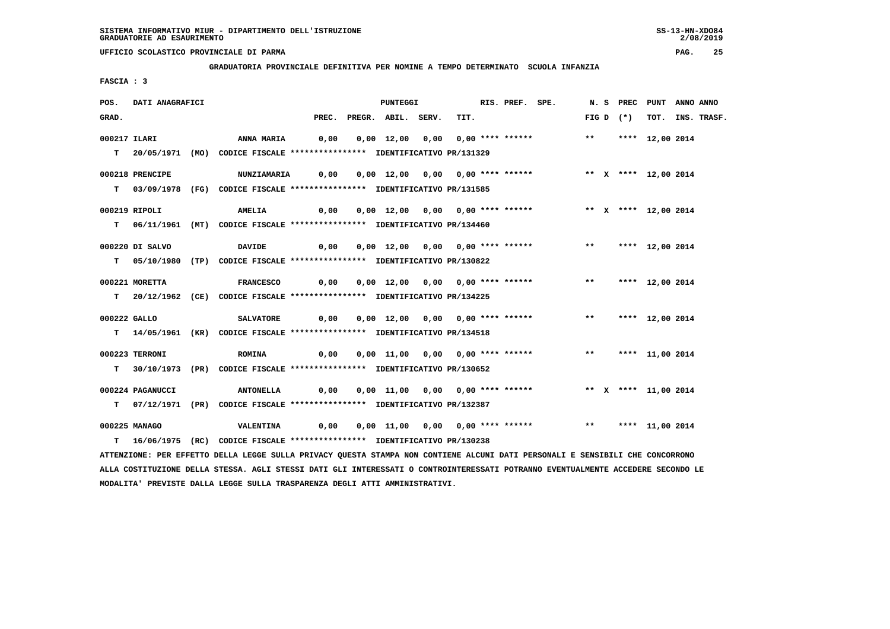SISTEMA INFORMATIVO MIUR - DIPARTIMENTO DELL'ISTRUZIONE
GRADUATORIE AD ESAURIMENTO

UFFICIO SCOLASTICO PROVINCIALE DI PARMA

**GRADUATORIA PROVINCIALE DEFINITIVA PER NOMINE A TEMPO DETERMINATO SCUOLA INFANZIA**

FASCIA : 3

| POS. GRAD. | DATI ANAGRAFICI | | PREC. | PREGR. | ABIL. | SERV. | TIT. | RIS. | PREF. | SPE. | FIG | N. S D | PREC (*) | PUNT TOT. | ANNO INS. | ANNO TRASF. |
|---|---|---|---|---|---|---|---|---|---|---|---|---|---|---|---|---|
| 000217 | ILARI | ANNA MARIA | 0,00 | 0,00 | 12,00 | 0,00 | 0,00 | **** | ****** | | ** | | **** | 12,00 | 2014 | |
| T | 20/05/1971 (MO) | CODICE FISCALE **************** IDENTIFICATIVO PR/131329 | | | | | | | | | | | | | | |
| 000218 | PRENCIPE | NUNZIAMARIA | 0,00 | 0,00 | 12,00 | 0,00 | 0,00 | **** | ****** | | ** | X | **** | 12,00 | 2014 | |
| T | 03/09/1978 (FG) | CODICE FISCALE **************** IDENTIFICATIVO PR/131585 | | | | | | | | | | | | | | |
| 000219 | RIPOLI | AMELIA | 0,00 | 0,00 | 12,00 | 0,00 | 0,00 | **** | ****** | | ** | X | **** | 12,00 | 2014 | |
| T | 06/11/1961 (MT) | CODICE FISCALE **************** IDENTIFICATIVO PR/134460 | | | | | | | | | | | | | | |
| 000220 | DI SALVO | DAVIDE | 0,00 | 0,00 | 12,00 | 0,00 | 0,00 | **** | ****** | | ** | | **** | 12,00 | 2014 | |
| T | 05/10/1980 (TP) | CODICE FISCALE **************** IDENTIFICATIVO PR/130822 | | | | | | | | | | | | | | |
| 000221 | MORETTA | FRANCESCO | 0,00 | 0,00 | 12,00 | 0,00 | 0,00 | **** | ****** | | ** | | **** | 12,00 | 2014 | |
| T | 20/12/1962 (CE) | CODICE FISCALE **************** IDENTIFICATIVO PR/134225 | | | | | | | | | | | | | | |
| 000222 | GALLO | SALVATORE | 0,00 | 0,00 | 12,00 | 0,00 | 0,00 | **** | ****** | | ** | | **** | 12,00 | 2014 | |
| T | 14/05/1961 (KR) | CODICE FISCALE **************** IDENTIFICATIVO PR/134518 | | | | | | | | | | | | | | |
| 000223 | TERRONI | ROMINA | 0,00 | 0,00 | 11,00 | 0,00 | 0,00 | **** | ****** | | ** | | **** | 11,00 | 2014 | |
| T | 30/10/1973 (PR) | CODICE FISCALE **************** IDENTIFICATIVO PR/130652 | | | | | | | | | | | | | | |
| 000224 | PAGANUCCI | ANTONELLA | 0,00 | 0,00 | 11,00 | 0,00 | 0,00 | **** | ****** | | ** | X | **** | 11,00 | 2014 | |
| T | 07/12/1971 (PR) | CODICE FISCALE **************** IDENTIFICATIVO PR/132387 | | | | | | | | | | | | | | |
| 000225 | MANAGO | VALENTINA | 0,00 | 0,00 | 11,00 | 0,00 | 0,00 | **** | ****** | | ** | | **** | 11,00 | 2014 | |
| T | 16/06/1975 (RC) | CODICE FISCALE **************** IDENTIFICATIVO PR/130238 | | | | | | | | | | | | | | |

ATTENZIONE: PER EFFETTO DELLA LEGGE SULLA PRIVACY QUESTA STAMPA NON CONTIENE ALCUNI DATI PERSONALI E SENSIBILI CHE CONCORRONO ALLA COSTITUZIONE DELLA STESSA. AGLI STESSI DATI GLI INTERESSATI O CONTROINTERESSATI POTRANNO EVENTUALMENTE ACCEDERE SECONDO LE MODALITA' PREVISTE DALLA LEGGE SULLA TRASPARENZA DEGLI ATTI AMMINISTRATIVI.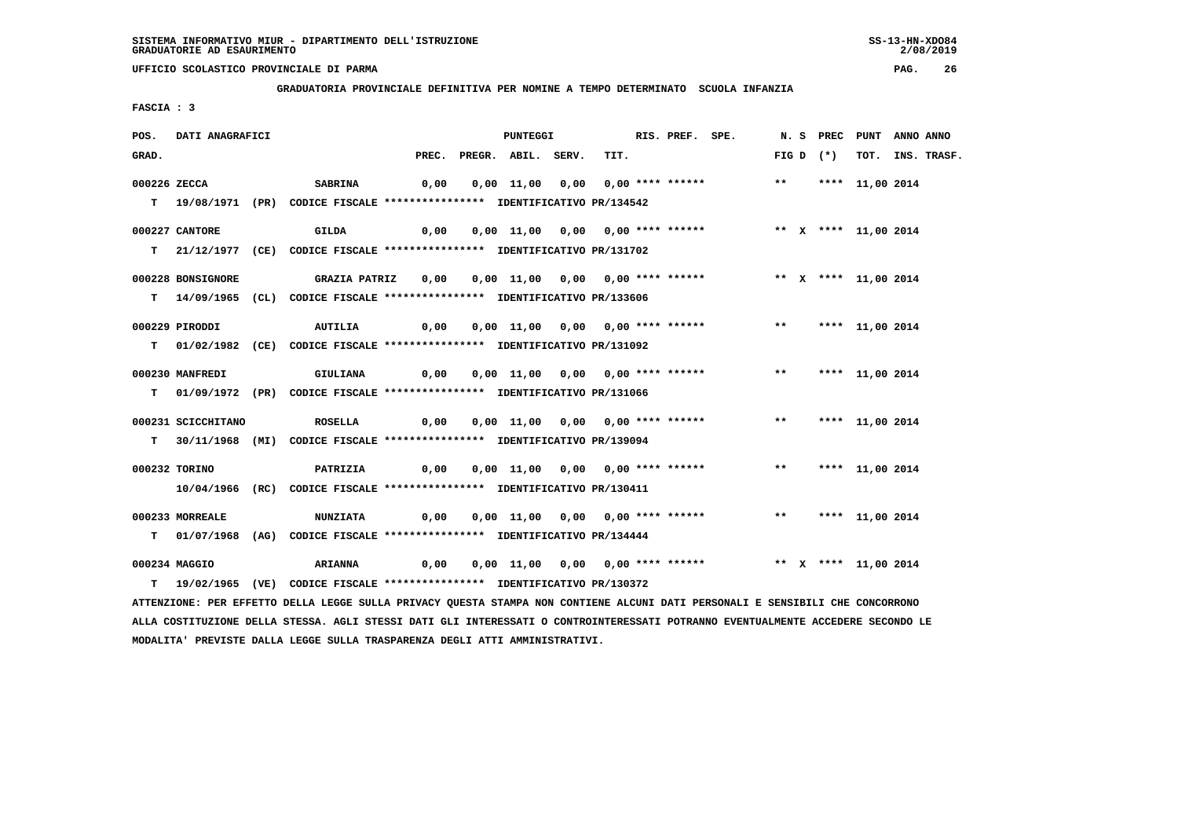SISTEMA INFORMATIVO MIUR - DIPARTIMENTO DELL'ISTRUZIONE
GRADUATORIE AD ESAURIMENTO

UFFICIO SCOLASTICO PROVINCIALE DI PARMA

GRADUATORIA PROVINCIALE DEFINITIVA PER NOMINE A TEMPO DETERMINATO SCUOLA INFANZIA

FASCIA : 3

| POS. GRAD. | DATI ANAGRAFICI | | PREC. | PREGR. | ABIL. | SERV. | TIT. | RIS. PREF. SPE. | N. S FIG D | PREC (*) | PUNT TOT. | ANNO ANNO INS. TRASF. |
|---|---|---|---|---|---|---|---|---|---|---|---|---|
| 000226 | ZECCA | SABRINA | 0,00 | 0,00 | 11,00 | 0,00 | 0,00 | **** ****** | ** | **** | 11,00 | 2014 |
| T | 19/08/1971 (PR) | CODICE FISCALE **************** IDENTIFICATIVO PR/134542 | | | | | | | | | | |
| 000227 | CANTORE | GILDA | 0,00 | 0,00 | 11,00 | 0,00 | 0,00 | **** ****** | ** X | **** | 11,00 | 2014 |
| T | 21/12/1977 (CE) | CODICE FISCALE **************** IDENTIFICATIVO PR/131702 | | | | | | | | | | |
| 000228 | BONSIGNORE | GRAZIA PATRIZ | 0,00 | 0,00 | 11,00 | 0,00 | 0,00 | **** ****** | ** X | **** | 11,00 | 2014 |
| T | 14/09/1965 (CL) | CODICE FISCALE **************** IDENTIFICATIVO PR/133606 | | | | | | | | | | |
| 000229 | PIRODDI | AUTILIA | 0,00 | 0,00 | 11,00 | 0,00 | 0,00 | **** ****** | ** | **** | 11,00 | 2014 |
| T | 01/02/1982 (CE) | CODICE FISCALE **************** IDENTIFICATIVO PR/131092 | | | | | | | | | | |
| 000230 | MANFREDI | GIULIANA | 0,00 | 0,00 | 11,00 | 0,00 | 0,00 | **** ****** | ** | **** | 11,00 | 2014 |
| T | 01/09/1972 (PR) | CODICE FISCALE **************** IDENTIFICATIVO PR/131066 | | | | | | | | | | |
| 000231 | SCICCHITANO | ROSELLA | 0,00 | 0,00 | 11,00 | 0,00 | 0,00 | **** ****** | ** | **** | 11,00 | 2014 |
| T | 30/11/1968 (MI) | CODICE FISCALE **************** IDENTIFICATIVO PR/139094 | | | | | | | | | | |
| 000232 | TORINO | PATRIZIA | 0,00 | 0,00 | 11,00 | 0,00 | 0,00 | **** ****** | ** | **** | 11,00 | 2014 |
| | 10/04/1966 (RC) | CODICE FISCALE **************** IDENTIFICATIVO PR/130411 | | | | | | | | | | |
| 000233 | MORREALE | NUNZIATA | 0,00 | 0,00 | 11,00 | 0,00 | 0,00 | **** ****** | ** | **** | 11,00 | 2014 |
| T | 01/07/1968 (AG) | CODICE FISCALE **************** IDENTIFICATIVO PR/134444 | | | | | | | | | | |
| 000234 | MAGGIO | ARIANNA | 0,00 | 0,00 | 11,00 | 0,00 | 0,00 | **** ****** | ** X | **** | 11,00 | 2014 |
| T | 19/02/1965 (VE) | CODICE FISCALE **************** IDENTIFICATIVO PR/130372 | | | | | | | | | | |

ATTENZIONE: PER EFFETTO DELLA LEGGE SULLA PRIVACY QUESTA STAMPA NON CONTIENE ALCUNI DATI PERSONALI E SENSIBILI CHE CONCORRONO ALLA COSTITUZIONE DELLA STESSA. AGLI STESSI DATI GLI INTERESSATI O CONTROINTERESSATI POTRANNO EVENTUALMENTE ACCEDERE SECONDO LE MODALITA' PREVISTE DALLA LEGGE SULLA TRASPARENZA DEGLI ATTI AMMINISTRATIVI.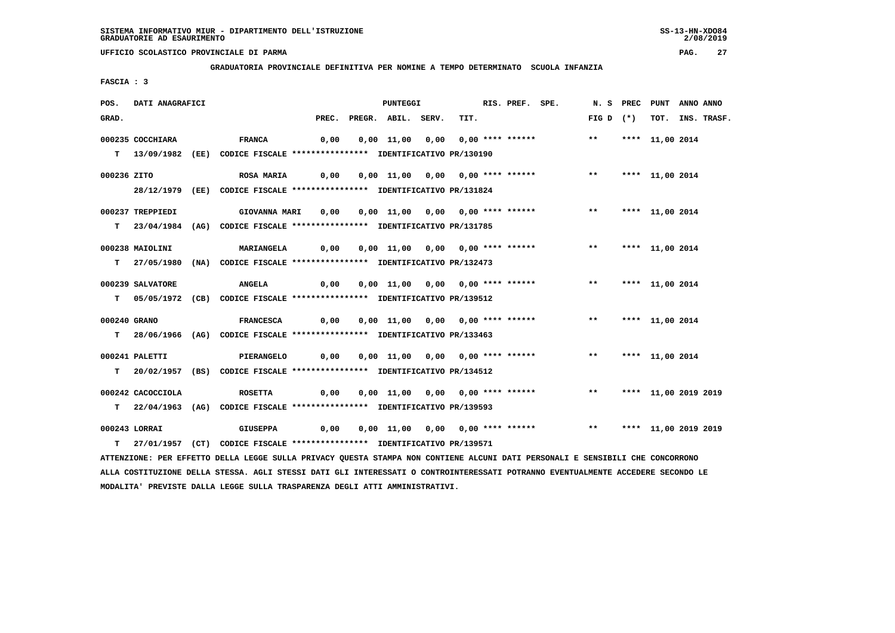SISTEMA INFORMATIVO MIUR - DIPARTIMENTO DELL'ISTRUZIONE
GRADUATORIE AD ESAURIMENTO

UFFICIO SCOLASTICO PROVINCIALE DI PARMA

GRADUATORIA PROVINCIALE DEFINITIVA PER NOMINE A TEMPO DETERMINATO SCUOLA INFANZIA

FASCIA : 3

| POS. GRAD. | DATI ANAGRAFICI | | PREC. | PREGR. | ABIL. | SERV. | TIT. | RIS. | PREF. | SPE. | N. S FIG D | PREC (*) | PUNT TOT. | ANNO INS. | ANNO TRASF. |
|---|---|---|---|---|---|---|---|---|---|---|---|---|---|---|---|
| 000235 | COCCHIARA | FRANCA | 0,00 | 0,00 | 11,00 | 0,00 | 0,00 | **** | ****** | | ** | **** | 11,00 | 2014 | |
| T | 13/09/1982 (EE) | CODICE FISCALE **************** IDENTIFICATIVO PR/130190 | | | | | | | | | | | | | |
| 000236 | ZITO | ROSA MARIA | 0,00 | 0,00 | 11,00 | 0,00 | 0,00 | **** | ****** | | ** | **** | 11,00 | 2014 | |
| | 28/12/1979 (EE) | CODICE FISCALE **************** IDENTIFICATIVO PR/131824 | | | | | | | | | | | | | |
| 000237 | TREPPIEDI | GIOVANNA MARI | 0,00 | 0,00 | 11,00 | 0,00 | 0,00 | **** | ****** | | ** | **** | 11,00 | 2014 | |
| T | 23/04/1984 (AG) | CODICE FISCALE **************** IDENTIFICATIVO PR/131785 | | | | | | | | | | | | | |
| 000238 | MAIOLINI | MARIANGELA | 0,00 | 0,00 | 11,00 | 0,00 | 0,00 | **** | ****** | | ** | **** | 11,00 | 2014 | |
| T | 27/05/1980 (NA) | CODICE FISCALE **************** IDENTIFICATIVO PR/132473 | | | | | | | | | | | | | |
| 000239 | SALVATORE | ANGELA | 0,00 | 0,00 | 11,00 | 0,00 | 0,00 | **** | ****** | | ** | **** | 11,00 | 2014 | |
| T | 05/05/1972 (CB) | CODICE FISCALE **************** IDENTIFICATIVO PR/139512 | | | | | | | | | | | | | |
| 000240 | GRANO | FRANCESCA | 0,00 | 0,00 | 11,00 | 0,00 | 0,00 | **** | ****** | | ** | **** | 11,00 | 2014 | |
| T | 28/06/1966 (AG) | CODICE FISCALE **************** IDENTIFICATIVO PR/133463 | | | | | | | | | | | | | |
| 000241 | PALETTI | PIERANGELO | 0,00 | 0,00 | 11,00 | 0,00 | 0,00 | **** | ****** | | ** | **** | 11,00 | 2014 | |
| T | 20/02/1957 (BS) | CODICE FISCALE **************** IDENTIFICATIVO PR/134512 | | | | | | | | | | | | | |
| 000242 | CACOCCIOLA | ROSETTA | 0,00 | 0,00 | 11,00 | 0,00 | 0,00 | **** | ****** | | ** | **** | 11,00 | 2019 | 2019 |
| T | 22/04/1963 (AG) | CODICE FISCALE **************** IDENTIFICATIVO PR/139593 | | | | | | | | | | | | | |
| 000243 | LORRAI | GIUSEPPA | 0,00 | 0,00 | 11,00 | 0,00 | 0,00 | **** | ****** | | ** | **** | 11,00 | 2019 | 2019 |
| T | 27/01/1957 (CT) | CODICE FISCALE **************** IDENTIFICATIVO PR/139571 | | | | | | | | | | | | | |

ATTENZIONE: PER EFFETTO DELLA LEGGE SULLA PRIVACY QUESTA STAMPA NON CONTIENE ALCUNI DATI PERSONALI E SENSIBILI CHE CONCORRONO ALLA COSTITUZIONE DELLA STESSA. AGLI STESSI DATI GLI INTERESSATI O CONTROINTERESSATI POTRANNO EVENTUALMENTE ACCEDERE SECONDO LE MODALITA' PREVISTE DALLA LEGGE SULLA TRASPARENZA DEGLI ATTI AMMINISTRATIVI.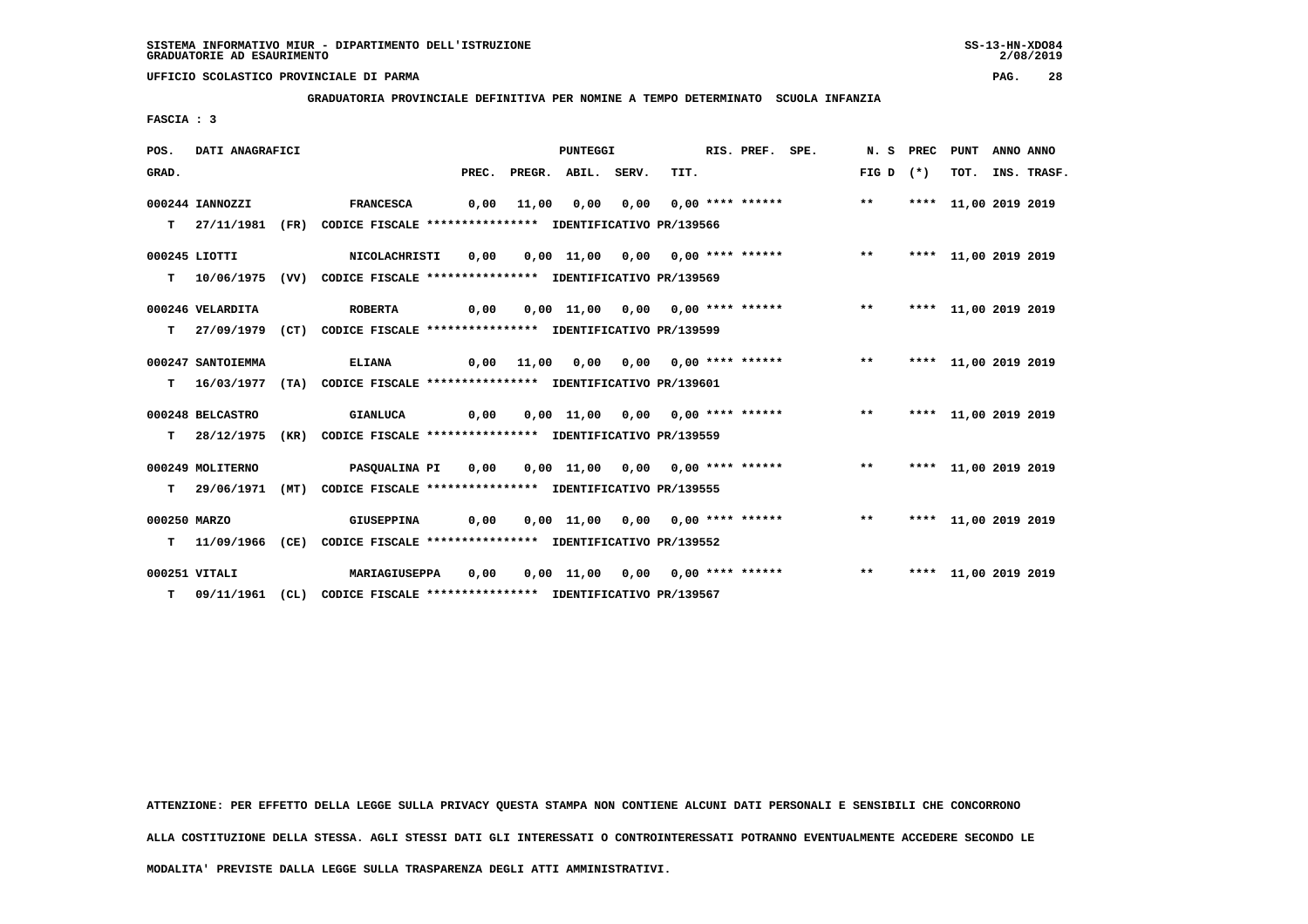SISTEMA INFORMATIVO MIUR - DIPARTIMENTO DELL'ISTRUZIONE
GRADUATORIE AD ESAURIMENTO

UFFICIO SCOLASTICO PROVINCIALE DI PARMA

**GRADUATORIA PROVINCIALE DEFINITIVA PER NOMINE A TEMPO DETERMINATO SCUOLA INFANZIA**

**FASCIA : 3**

| POS. GRAD. | DATI ANAGRAFICI | | PREC. | PREGR. | ABIL. | SERV. | TIT. | RIS. | PREF. | SPE. | N. S FIG D | PREC (*) | PUNT TOT. | ANNO INS. | ANNO TRASF. |
|---|---|---|---|---|---|---|---|---|---|---|---|---|---|---|---|
| 000244 IANNOZZI | FRANCESCA | | 0,00 | 11,00 | 0,00 | 0,00 | 0,00 | **** | ****** | | ** | **** | 11,00 | 2019 | 2019 |
| T 27/11/1981 (FR) | CODICE FISCALE **************** | IDENTIFICATIVO PR/139566 | | | | | | | | | | | | | |
| 000245 LIOTTI | NICOLACHRISTI | | 0,00 | 0,00 | 11,00 | 0,00 | 0,00 | **** | ****** | | ** | **** | 11,00 | 2019 | 2019 |
| T 10/06/1975 (VV) | CODICE FISCALE **************** | IDENTIFICATIVO PR/139569 | | | | | | | | | | | | | |
| 000246 VELARDITA | ROBERTA | | 0,00 | 0,00 | 11,00 | 0,00 | 0,00 | **** | ****** | | ** | **** | 11,00 | 2019 | 2019 |
| T 27/09/1979 (CT) | CODICE FISCALE **************** | IDENTIFICATIVO PR/139599 | | | | | | | | | | | | | |
| 000247 SANTOIEMMA | ELIANA | | 0,00 | 11,00 | 0,00 | 0,00 | 0,00 | **** | ****** | | ** | **** | 11,00 | 2019 | 2019 |
| T 16/03/1977 (TA) | CODICE FISCALE **************** | IDENTIFICATIVO PR/139601 | | | | | | | | | | | | | |
| 000248 BELCASTRO | GIANLUCA | | 0,00 | 0,00 | 11,00 | 0,00 | 0,00 | **** | ****** | | ** | **** | 11,00 | 2019 | 2019 |
| T 28/12/1975 (KR) | CODICE FISCALE **************** | IDENTIFICATIVO PR/139559 | | | | | | | | | | | | | |
| 000249 MOLITERNO | PASQUALINA PI | | 0,00 | 0,00 | 11,00 | 0,00 | 0,00 | **** | ****** | | ** | **** | 11,00 | 2019 | 2019 |
| T 29/06/1971 (MT) | CODICE FISCALE **************** | IDENTIFICATIVO PR/139555 | | | | | | | | | | | | | |
| 000250 MARZO | GIUSEPPINA | | 0,00 | 0,00 | 11,00 | 0,00 | 0,00 | **** | ****** | | ** | **** | 11,00 | 2019 | 2019 |
| T 11/09/1966 (CE) | CODICE FISCALE **************** | IDENTIFICATIVO PR/139552 | | | | | | | | | | | | | |
| 000251 VITALI | MARIAGIUSEPPA | | 0,00 | 0,00 | 11,00 | 0,00 | 0,00 | **** | ****** | | ** | **** | 11,00 | 2019 | 2019 |
| T 09/11/1961 (CL) | CODICE FISCALE **************** | IDENTIFICATIVO PR/139567 | | | | | | | | | | | | | |

ATTENZIONE: PER EFFETTO DELLA LEGGE SULLA PRIVACY QUESTA STAMPA NON CONTIENE ALCUNI DATI PERSONALI E SENSIBILI CHE CONCORRONO ALLA COSTITUZIONE DELLA STESSA. AGLI STESSI DATI GLI INTERESSATI O CONTROINTERESSATI POTRANNO EVENTUALMENTE ACCEDERE SECONDO LE MODALITA' PREVISTE DALLA LEGGE SULLA TRASPARENZA DEGLI ATTI AMMINISTRATIVI.